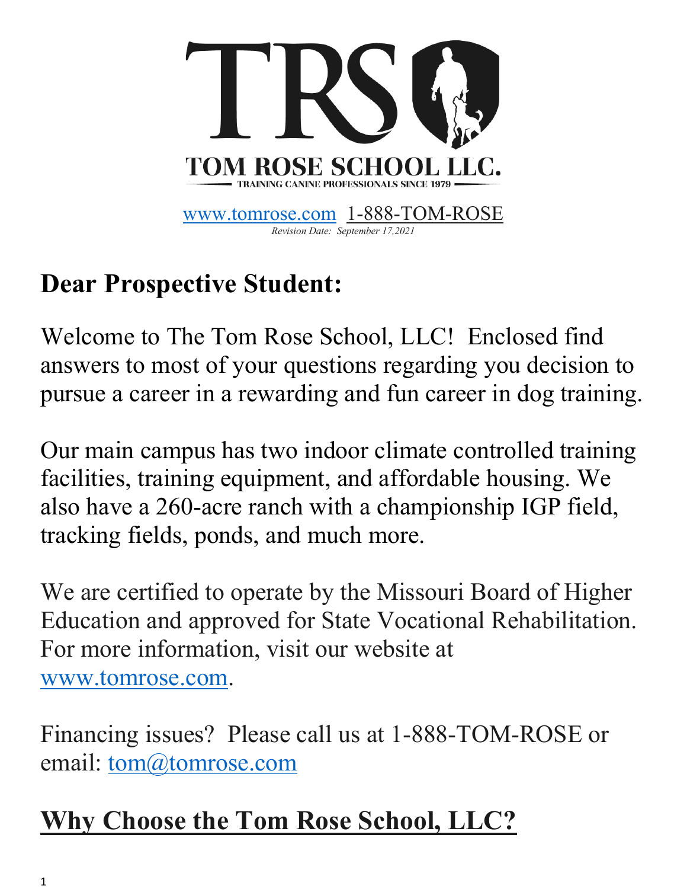# TRS

**TOM ROSE SCHOOL LLC.**

TRAINING CANINE PROFESSIONALS SINCE 1979

[www.tomrose.com](http://www.tomrose.com) 1-888-TOM-ROSE

*Revision Date: September 17,2021*

## Dear Prospective Student:

Welcome to The Tom Rose School, LLC! Enclosed find answers to most of your questions regarding you decision to pursue a career in a rewarding and fun career in dog training.

Our main campus has two indoor climate controlled training facilities, training equipment, and affordable housing. We also have a 260-acre ranch with a championship IGP field, tracking fields, ponds, and much more.

We are certified to operate by the Missouri Board of Higher Education and approved for State Vocational Rehabilitation. For more information, visit our website at [www.tomrose.com](http://www.tomrose.com).

Financing issues? Please call us at 1-888-TOM-ROSE or email: [tom@tomrose.com](mailto:tom@tomrose.com)

## Why Choose the Tom Rose School, LLC?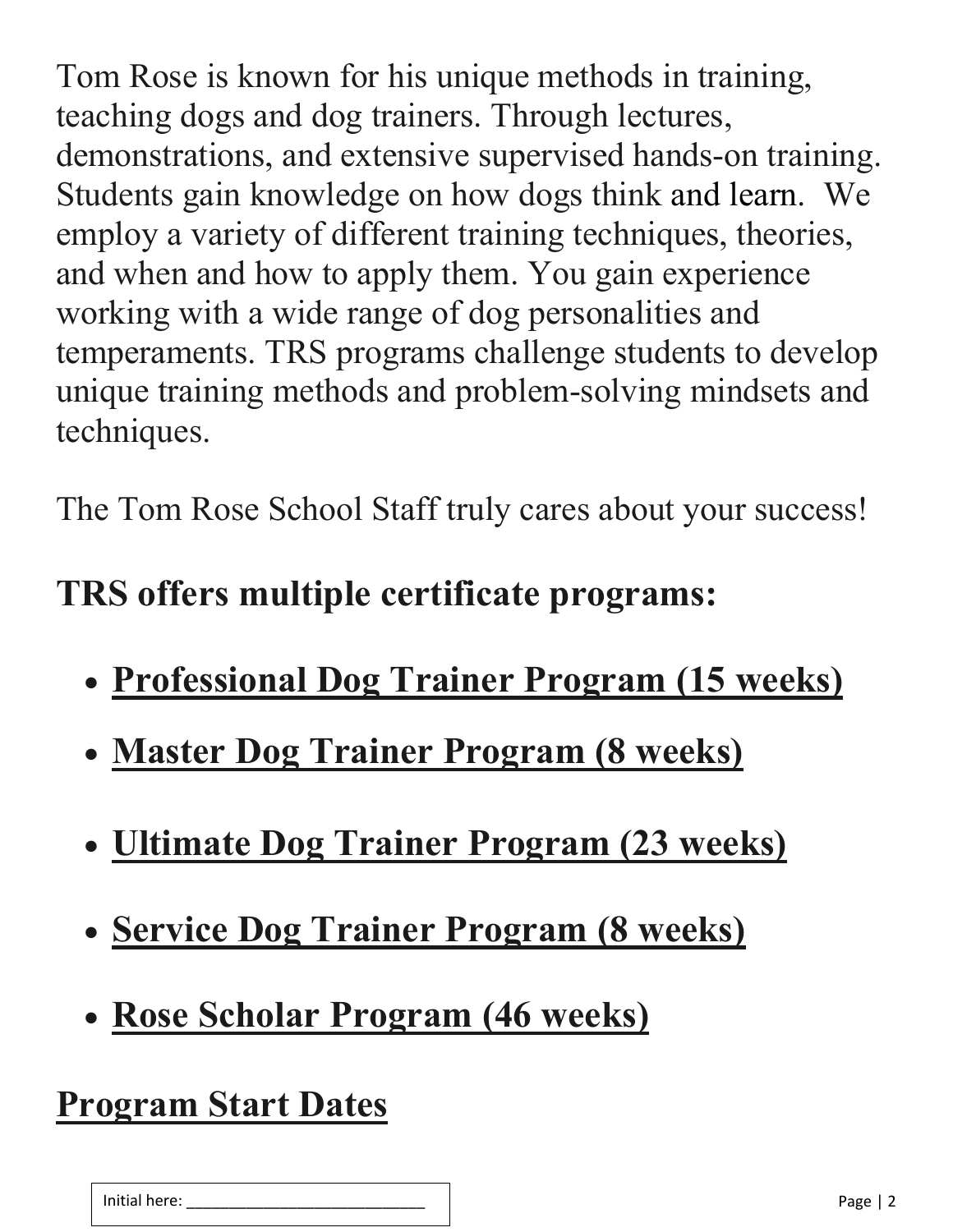Tom Rose is known for his unique methods in training, teaching dogs and dog trainers. Through lectures, demonstrations, and extensive supervised hands-on training. Students gain knowledge on how dogs think and learn. We employ a variety of different training techniques, theories, and when and how to apply them. You gain experience working with a wide range of dog personalities and temperaments. TRS programs challenge students to develop unique training methods and problem-solving mindsets and techniques.

The Tom Rose School Staff truly cares about your success!

## TRS offers multiple certificate programs:

- **Professional Dog Trainer Program (15 weeks)**
- **Master Dog Trainer Program (8 weeks)**
- **Ultimate Dog Trainer Program (23 weeks)**
- **Service Dog Trainer Program (8 weeks)**
- **Rose Scholar Program (46 weeks)**

## Program Start Dates

Initial here: ___________________________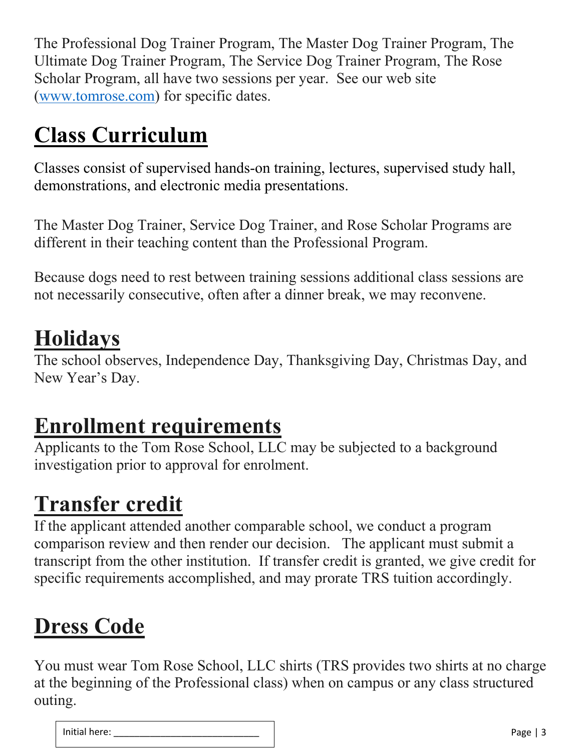The Professional Dog Trainer Program, The Master Dog Trainer Program, The Ultimate Dog Trainer Program, The Service Dog Trainer Program, The Rose Scholar Program, all have two sessions per year. See our web site ([www.tomrose.com](http://www.tomrose.com)) for specific dates.

# Class Curriculum

Classes consist of supervised hands-on training, lectures, supervised study hall, demonstrations, and electronic media presentations.

The Master Dog Trainer, Service Dog Trainer, and Rose Scholar Programs are different in their teaching content than the Professional Program.

Because dogs need to rest between training sessions additional class sessions are not necessarily consecutive, often after a dinner break, we may reconvene.

# Holidays

The school observes, Independence Day, Thanksgiving Day, Christmas Day, and New Year's Day.

# Enrollment requirements

Applicants to the Tom Rose School, LLC may be subjected to a background investigation prior to approval for enrolment.

# Transfer credit

If the applicant attended another comparable school, we conduct a program comparison review and then render our decision. The applicant must submit a transcript from the other institution. If transfer credit is granted, we give credit for specific requirements accomplished, and may prorate TRS tuition accordingly.

# Dress Code

You must wear Tom Rose School, LLC shirts (TRS provides two shirts at no charge at the beginning of the Professional class) when on campus or any class structured outing.

Initial here: ___________________________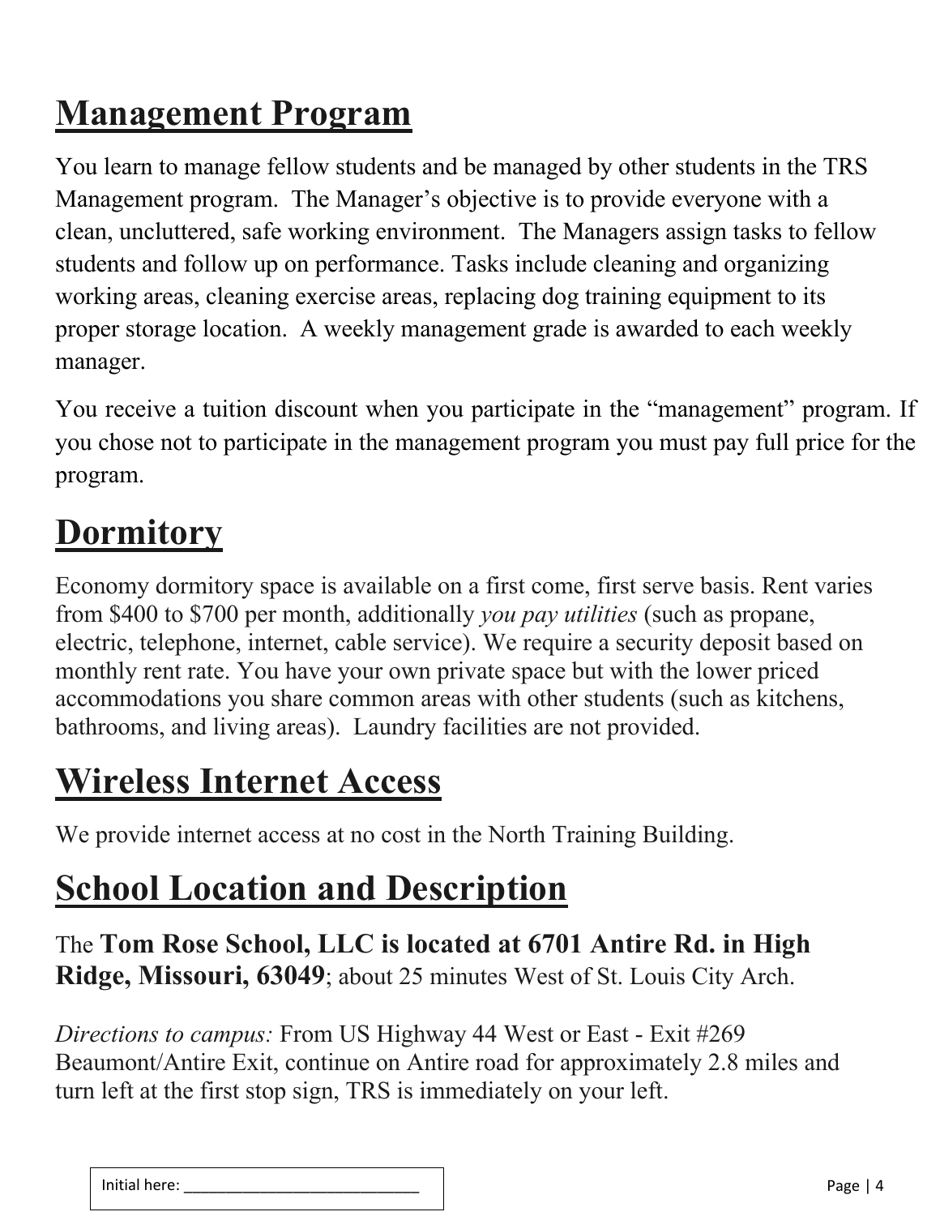## Management Program

You learn to manage fellow students and be managed by other students in the TRS Management program. The Manager's objective is to provide everyone with a clean, uncluttered, safe working environment. The Managers assign tasks to fellow students and follow up on performance. Tasks include cleaning and organizing working areas, cleaning exercise areas, replacing dog training equipment to its proper storage location. A weekly management grade is awarded to each weekly manager.

You receive a tuition discount when you participate in the "management" program. If you chose not to participate in the management program you must pay full price for the program.

## Dormitory

Economy dormitory space is available on a first come, first serve basis. Rent varies from $400 to $700 per month, additionally *you pay utilities* (such as propane, electric, telephone, internet, cable service). We require a security deposit based on monthly rent rate. You have your own private space but with the lower priced accommodations you share common areas with other students (such as kitchens, bathrooms, and living areas). Laundry facilities are not provided.

## Wireless Internet Access

We provide internet access at no cost in the North Training Building.

## School Location and Description

The **Tom Rose School, LLC is located at 6701 Antire Rd. in High Ridge, Missouri, 63049**; about 25 minutes West of St. Louis City Arch.

*Directions to campus:* From US Highway 44 West or East - Exit #269 Beaumont/Antire Exit, continue on Antire road for approximately 2.8 miles and turn left at the first stop sign, TRS is immediately on your left.

Initial here: ___________________________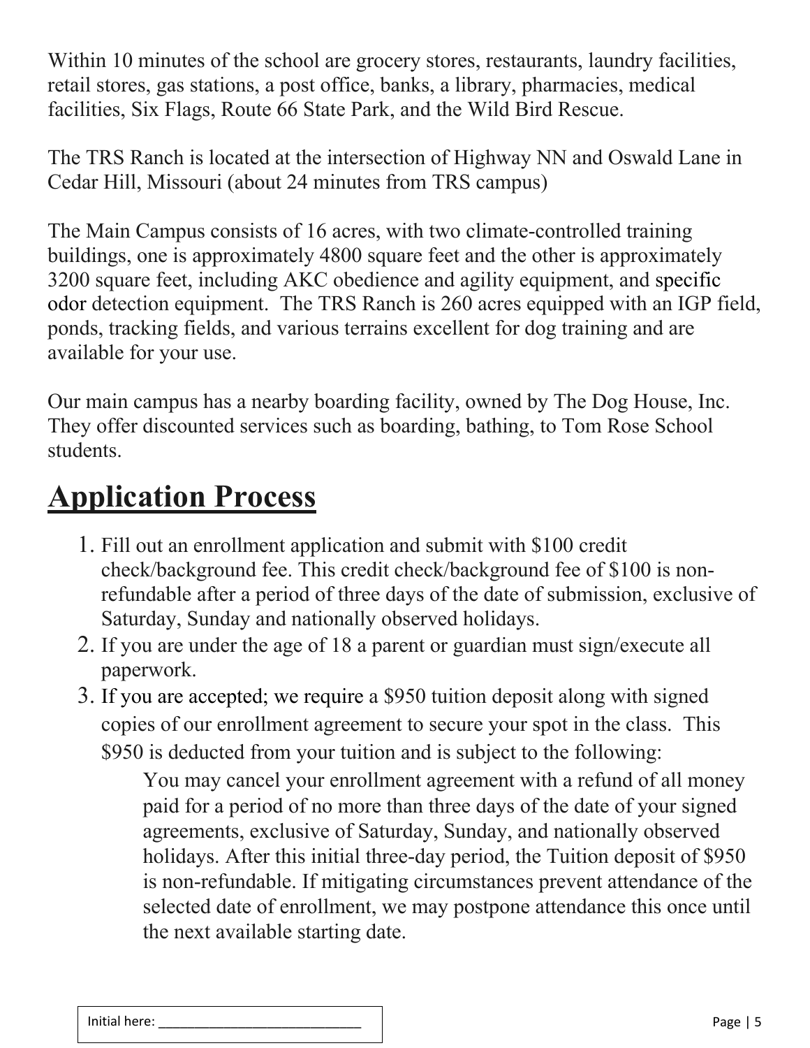Within 10 minutes of the school are grocery stores, restaurants, laundry facilities, retail stores, gas stations, a post office, banks, a library, pharmacies, medical facilities, Six Flags, Route 66 State Park, and the Wild Bird Rescue.

The TRS Ranch is located at the intersection of Highway NN and Oswald Lane in Cedar Hill, Missouri (about 24 minutes from TRS campus)

The Main Campus consists of 16 acres, with two climate-controlled training buildings, one is approximately 4800 square feet and the other is approximately 3200 square feet, including AKC obedience and agility equipment, and specific odor detection equipment. The TRS Ranch is 260 acres equipped with an IGP field, ponds, tracking fields, and various terrains excellent for dog training and are available for your use.

Our main campus has a nearby boarding facility, owned by The Dog House, Inc. They offer discounted services such as boarding, bathing, to Tom Rose School students.

# Application Process

1. Fill out an enrollment application and submit with $100 credit check/background fee. This credit check/background fee of $100 is non-refundable after a period of three days of the date of submission, exclusive of Saturday, Sunday and nationally observed holidays.
2. If you are under the age of 18 a parent or guardian must sign/execute all paperwork.
3. If you are accepted; we require a $950 tuition deposit along with signed copies of our enrollment agreement to secure your spot in the class. This $950 is deducted from your tuition and is subject to the following:

   You may cancel your enrollment agreement with a refund of all money paid for a period of no more than three days of the date of your signed agreements, exclusive of Saturday, Sunday, and nationally observed holidays. After this initial three-day period, the Tuition deposit of $950 is non-refundable. If mitigating circumstances prevent attendance of the selected date of enrollment, we may postpone attendance this once until the next available starting date.

Initial here: ___________________________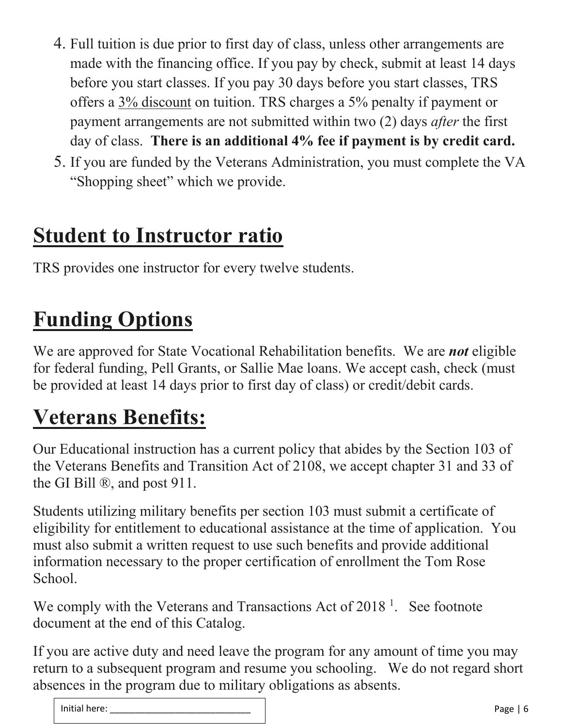4. Full tuition is due prior to first day of class, unless other arrangements are made with the financing office. If you pay by check, submit at least 14 days before you start classes. If you pay 30 days before you start classes, TRS offers a 3% discount on tuition. TRS charges a 5% penalty if payment or payment arrangements are not submitted within two (2) days *after* the first day of class. **There is an additional 4% fee if payment is by credit card.**
5. If you are funded by the Veterans Administration, you must complete the VA "Shopping sheet" which we provide.

# Student to Instructor ratio

TRS provides one instructor for every twelve students.

# Funding Options

We are approved for State Vocational Rehabilitation benefits. We are ***not*** eligible for federal funding, Pell Grants, or Sallie Mae loans. We accept cash, check (must be provided at least 14 days prior to first day of class) or credit/debit cards.

# Veterans Benefits:

Our Educational instruction has a current policy that abides by the Section 103 of the Veterans Benefits and Transition Act of 2108, we accept chapter 31 and 33 of the GI Bill ®, and post 911.

Students utilizing military benefits per section 103 must submit a certificate of eligibility for entitlement to educational assistance at the time of application. You must also submit a written request to use such benefits and provide additional information necessary to the proper certification of enrollment the Tom Rose School.

We comply with the Veterans and Transactions Act of 2018 [1]. See footnote document at the end of this Catalog.

If you are active duty and need leave the program for any amount of time you may return to a subsequent program and resume you schooling. We do not regard short absences in the program due to military obligations as absents.

Initial here: ___________________________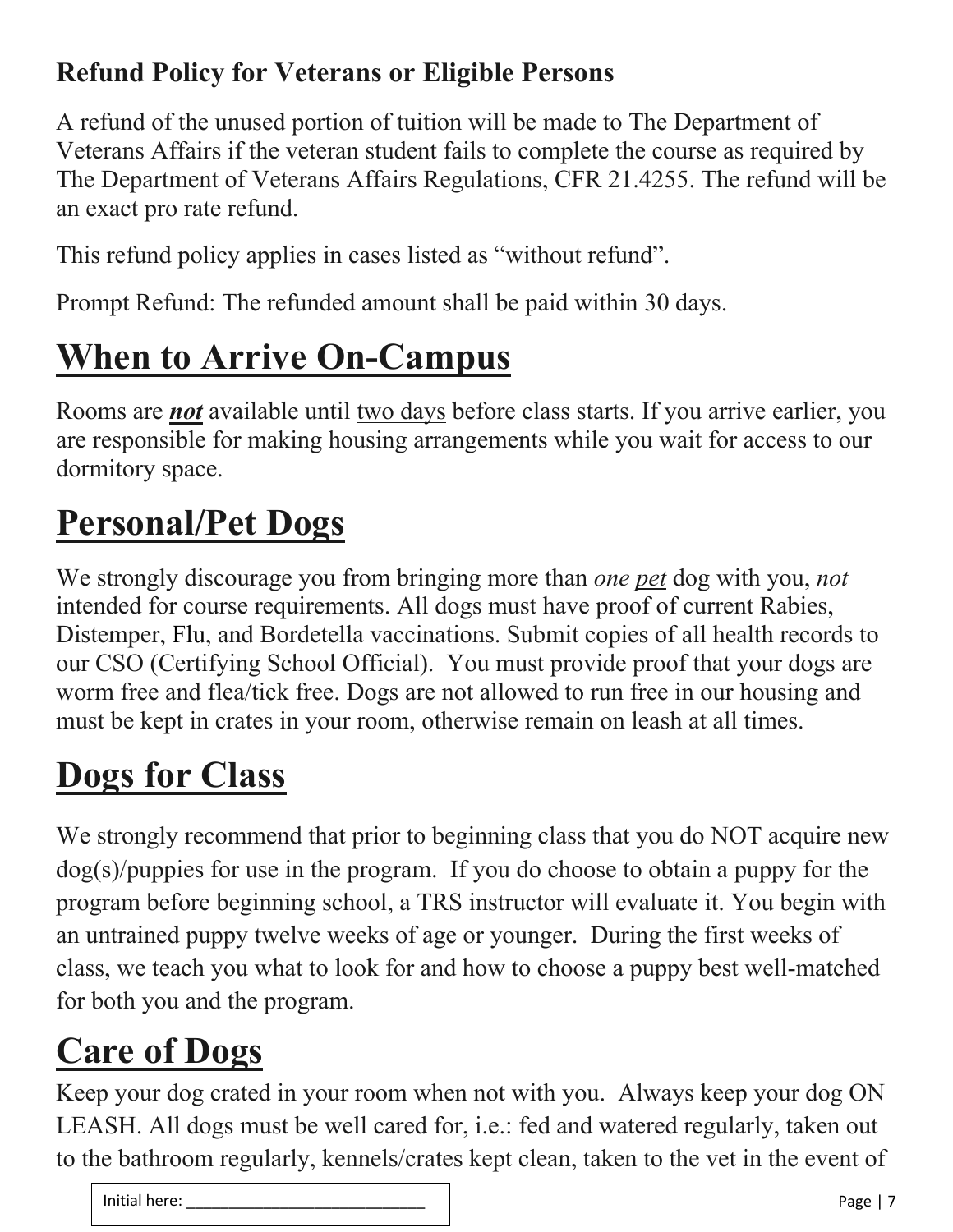**Refund Policy for Veterans or Eligible Persons**

A refund of the unused portion of tuition will be made to The Department of Veterans Affairs if the veteran student fails to complete the course as required by The Department of Veterans Affairs Regulations, CFR 21.4255. The refund will be an exact pro rate refund.

This refund policy applies in cases listed as "without refund".

Prompt Refund: The refunded amount shall be paid within 30 days.

# When to Arrive On-Campus

Rooms are ***not*** available until two days before class starts. If you arrive earlier, you are responsible for making housing arrangements while you wait for access to our dormitory space.

# Personal/Pet Dogs

We strongly discourage you from bringing more than *one pet* dog with you, *not* intended for course requirements. All dogs must have proof of current Rabies, Distemper, Flu, and Bordetella vaccinations. Submit copies of all health records to our CSO (Certifying School Official). You must provide proof that your dogs are worm free and flea/tick free. Dogs are not allowed to run free in our housing and must be kept in crates in your room, otherwise remain on leash at all times.

# Dogs for Class

We strongly recommend that prior to beginning class that you do NOT acquire new dog(s)/puppies for use in the program. If you do choose to obtain a puppy for the program before beginning school, a TRS instructor will evaluate it. You begin with an untrained puppy twelve weeks of age or younger. During the first weeks of class, we teach you what to look for and how to choose a puppy best well-matched for both you and the program.

# Care of Dogs

Keep your dog crated in your room when not with you. Always keep your dog ON LEASH. All dogs must be well cared for, i.e.: fed and watered regularly, taken out to the bathroom regularly, kennels/crates kept clean, taken to the vet in the event of

Initial here: ___________________________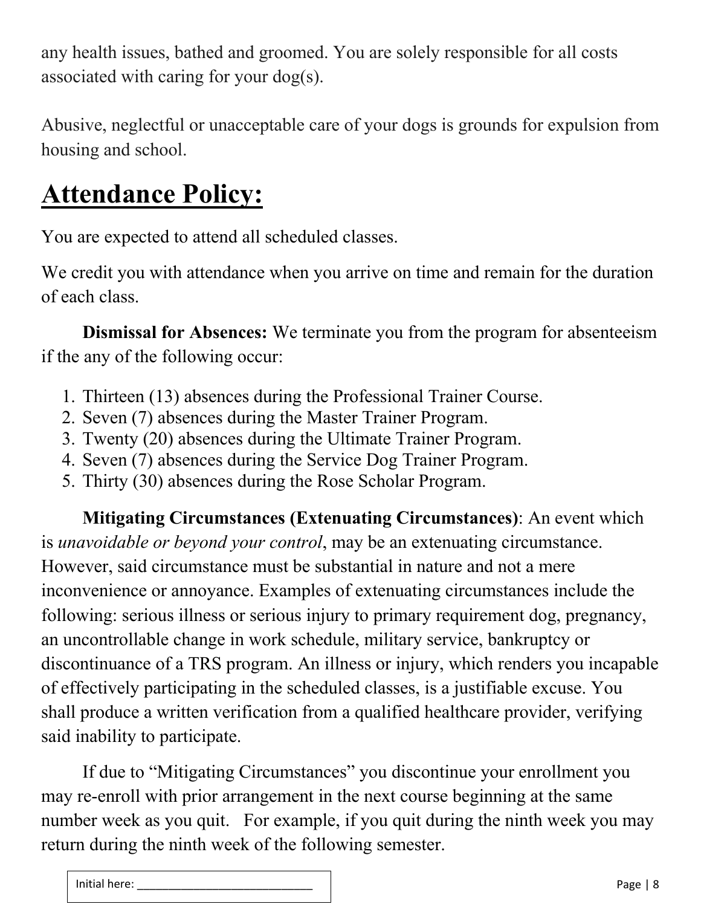any health issues, bathed and groomed. You are solely responsible for all costs associated with caring for your dog(s).

Abusive, neglectful or unacceptable care of your dogs is grounds for expulsion from housing and school.

# Attendance Policy:

You are expected to attend all scheduled classes.

We credit you with attendance when you arrive on time and remain for the duration of each class.

**Dismissal for Absences:** We terminate you from the program for absenteeism if the any of the following occur:

1. Thirteen (13) absences during the Professional Trainer Course.
2. Seven (7) absences during the Master Trainer Program.
3. Twenty (20) absences during the Ultimate Trainer Program.
4. Seven (7) absences during the Service Dog Trainer Program.
5. Thirty (30) absences during the Rose Scholar Program.

**Mitigating Circumstances (Extenuating Circumstances)**: An event which is *unavoidable or beyond your control*, may be an extenuating circumstance. However, said circumstance must be substantial in nature and not a mere inconvenience or annoyance. Examples of extenuating circumstances include the following: serious illness or serious injury to primary requirement dog, pregnancy, an uncontrollable change in work schedule, military service, bankruptcy or discontinuance of a TRS program. An illness or injury, which renders you incapable of effectively participating in the scheduled classes, is a justifiable excuse. You shall produce a written verification from a qualified healthcare provider, verifying said inability to participate.

If due to "Mitigating Circumstances" you discontinue your enrollment you may re-enroll with prior arrangement in the next course beginning at the same number week as you quit. For example, if you quit during the ninth week you may return during the ninth week of the following semester.

Initial here: ___________________________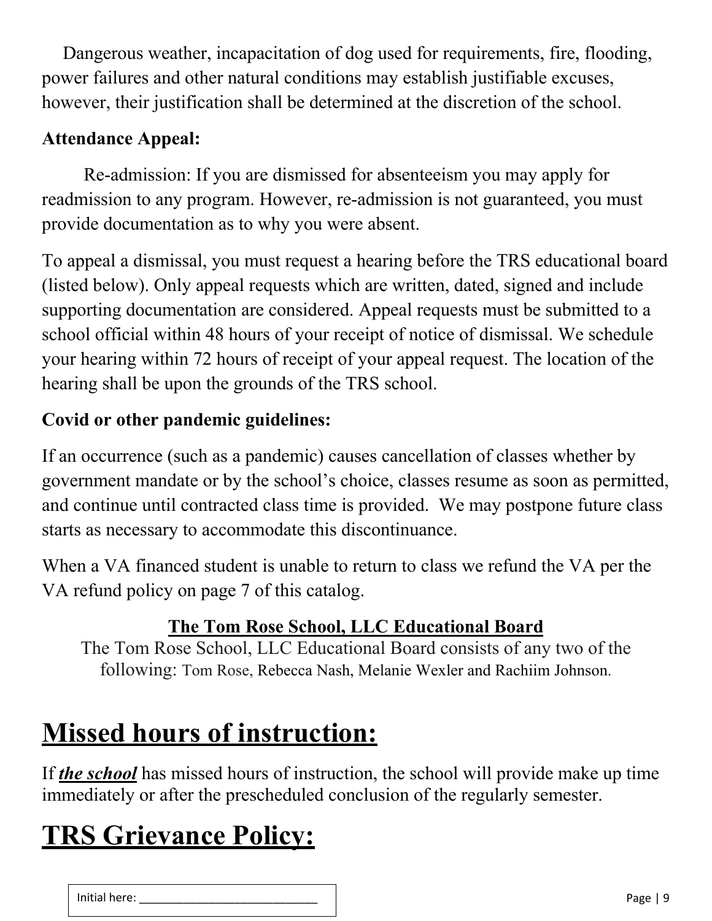Dangerous weather, incapacitation of dog used for requirements, fire, flooding, power failures and other natural conditions may establish justifiable excuses, however, their justification shall be determined at the discretion of the school.

**Attendance Appeal:**

Re-admission: If you are dismissed for absenteeism you may apply for readmission to any program. However, re-admission is not guaranteed, you must provide documentation as to why you were absent.

To appeal a dismissal, you must request a hearing before the TRS educational board (listed below). Only appeal requests which are written, dated, signed and include supporting documentation are considered. Appeal requests must be submitted to a school official within 48 hours of your receipt of notice of dismissal. We schedule your hearing within 72 hours of receipt of your appeal request. The location of the hearing shall be upon the grounds of the TRS school.

**Covid or other pandemic guidelines:**

If an occurrence (such as a pandemic) causes cancellation of classes whether by government mandate or by the school's choice, classes resume as soon as permitted, and continue until contracted class time is provided. We may postpone future class starts as necessary to accommodate this discontinuance.

When a VA financed student is unable to return to class we refund the VA per the VA refund policy on page 7 of this catalog.

**The Tom Rose School, LLC Educational Board**

The Tom Rose School, LLC Educational Board consists of any two of the following: Tom Rose, Rebecca Nash, Melanie Wexler and Rachiim Johnson.

# Missed hours of instruction:

If ***the school*** has missed hours of instruction, the school will provide make up time immediately or after the prescheduled conclusion of the regularly semester.

# TRS Grievance Policy:

Initial here: ___________________________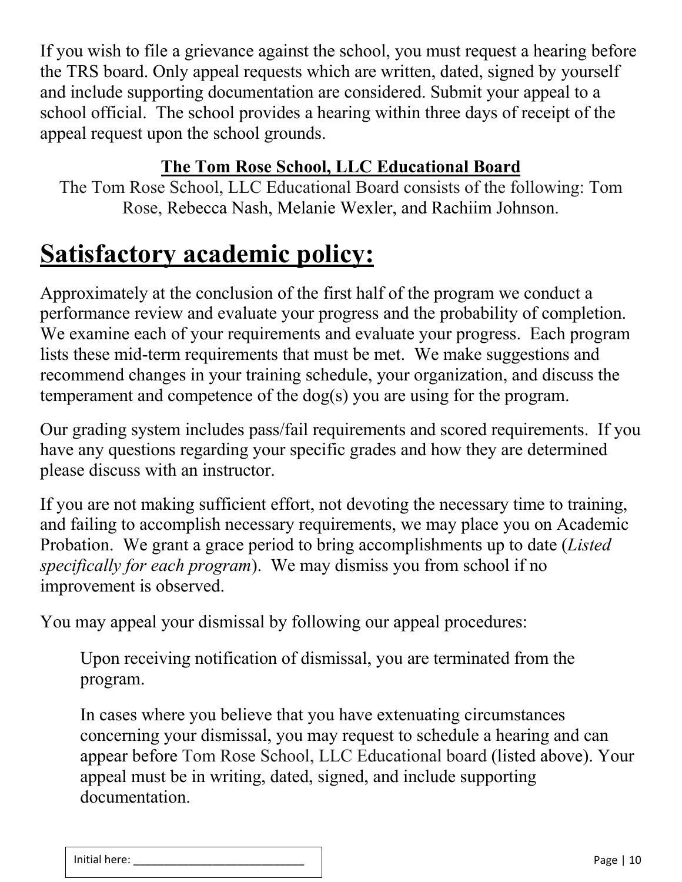If you wish to file a grievance against the school, you must request a hearing before the TRS board. Only appeal requests which are written, dated, signed by yourself and include supporting documentation are considered. Submit your appeal to a school official. The school provides a hearing within three days of receipt of the appeal request upon the school grounds.

**The Tom Rose School, LLC Educational Board**

The Tom Rose School, LLC Educational Board consists of the following: Tom Rose, Rebecca Nash, Melanie Wexler, and Rachiim Johnson.

# Satisfactory academic policy:

Approximately at the conclusion of the first half of the program we conduct a performance review and evaluate your progress and the probability of completion. We examine each of your requirements and evaluate your progress. Each program lists these mid-term requirements that must be met. We make suggestions and recommend changes in your training schedule, your organization, and discuss the temperament and competence of the dog(s) you are using for the program.

Our grading system includes pass/fail requirements and scored requirements. If you have any questions regarding your specific grades and how they are determined please discuss with an instructor.

If you are not making sufficient effort, not devoting the necessary time to training, and failing to accomplish necessary requirements, we may place you on Academic Probation. We grant a grace period to bring accomplishments up to date (*Listed specifically for each program*). We may dismiss you from school if no improvement is observed.

You may appeal your dismissal by following our appeal procedures:

> Upon receiving notification of dismissal, you are terminated from the program.
>
> In cases where you believe that you have extenuating circumstances concerning your dismissal, you may request to schedule a hearing and can appear before Tom Rose School, LLC Educational board (listed above). Your appeal must be in writing, dated, signed, and include supporting documentation.

Initial here: ___________________________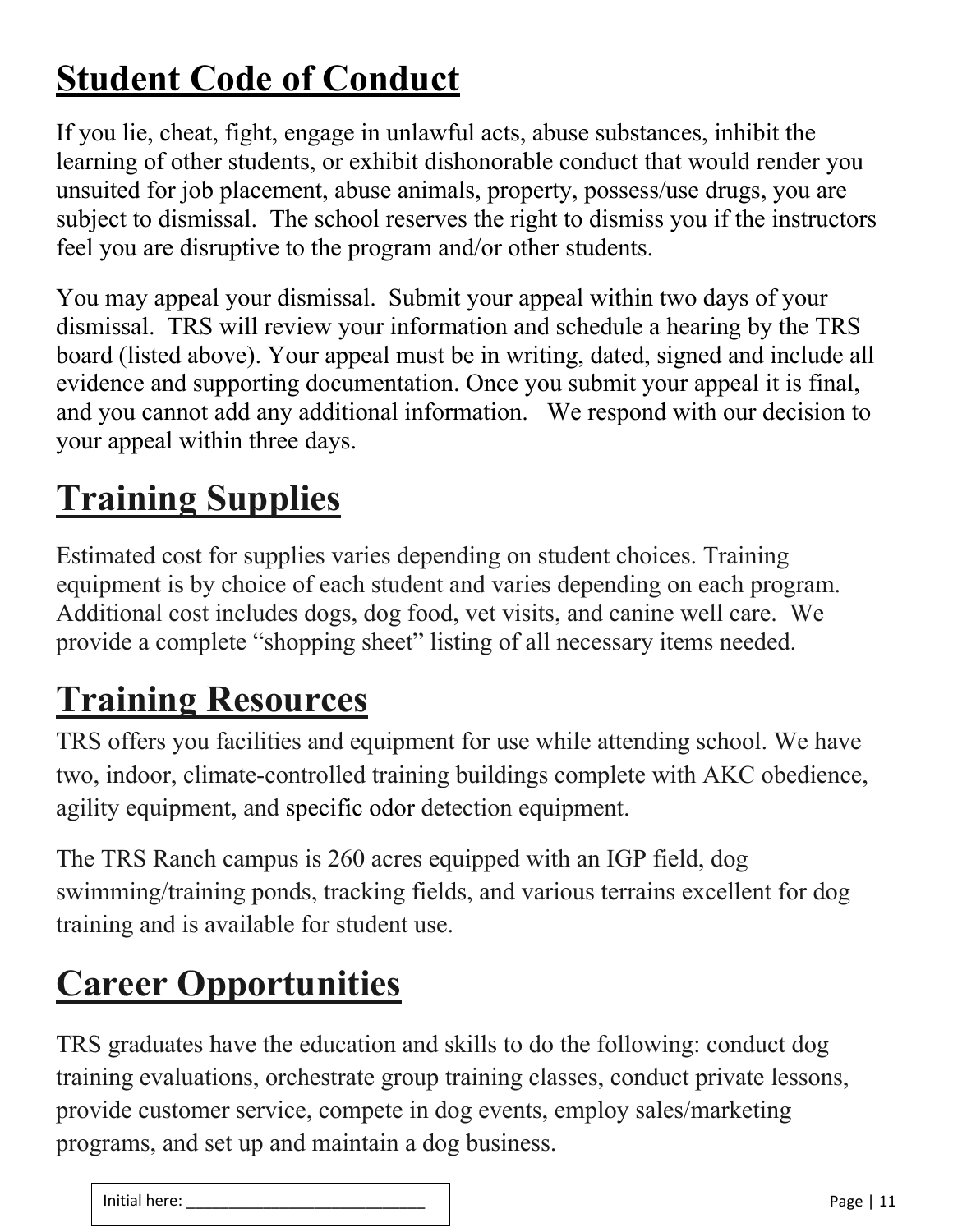# Student Code of Conduct

If you lie, cheat, fight, engage in unlawful acts, abuse substances, inhibit the learning of other students, or exhibit dishonorable conduct that would render you unsuited for job placement, abuse animals, property, possess/use drugs, you are subject to dismissal. The school reserves the right to dismiss you if the instructors feel you are disruptive to the program and/or other students.

You may appeal your dismissal. Submit your appeal within two days of your dismissal. TRS will review your information and schedule a hearing by the TRS board (listed above). Your appeal must be in writing, dated, signed and include all evidence and supporting documentation. Once you submit your appeal it is final, and you cannot add any additional information. We respond with our decision to your appeal within three days.

# Training Supplies

Estimated cost for supplies varies depending on student choices. Training equipment is by choice of each student and varies depending on each program. Additional cost includes dogs, dog food, vet visits, and canine well care. We provide a complete "shopping sheet" listing of all necessary items needed.

# Training Resources

TRS offers you facilities and equipment for use while attending school. We have two, indoor, climate-controlled training buildings complete with AKC obedience, agility equipment, and specific odor detection equipment.

The TRS Ranch campus is 260 acres equipped with an IGP field, dog swimming/training ponds, tracking fields, and various terrains excellent for dog training and is available for student use.

# Career Opportunities

TRS graduates have the education and skills to do the following: conduct dog training evaluations, orchestrate group training classes, conduct private lessons, provide customer service, compete in dog events, employ sales/marketing programs, and set up and maintain a dog business.

Initial here: ___________________________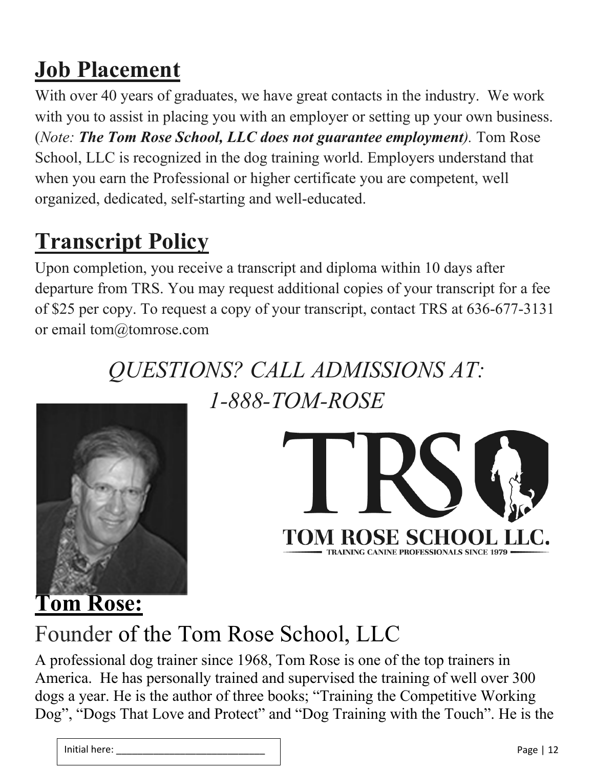## Job Placement

With over 40 years of graduates, we have great contacts in the industry. We work with you to assist in placing you with an employer or setting up your own business. (*Note: **The Tom Rose School, LLC does not guarantee employment***). Tom Rose School, LLC is recognized in the dog training world. Employers understand that when you earn the Professional or higher certificate you are competent, well organized, dedicated, self-starting and well-educated.

## Transcript Policy

Upon completion, you receive a transcript and diploma within 10 days after departure from TRS. You may request additional copies of your transcript for a fee of $25 per copy. To request a copy of your transcript, contact TRS at 636-677-3131 or email tom@tomrose.com

*QUESTIONS? CALL ADMISSIONS AT: 1-888-TOM-ROSE*

TRS
TOM ROSE SCHOOL LLC.
TRAINING CANINE PROFESSIONALS SINCE 1979

## Tom Rose:

Founder of the Tom Rose School, LLC

A professional dog trainer since 1968, Tom Rose is one of the top trainers in America. He has personally trained and supervised the training of well over 300 dogs a year. He is the author of three books; "Training the Competitive Working Dog", "Dogs That Love and Protect" and "Dog Training with the Touch". He is the

Initial here: ___________________________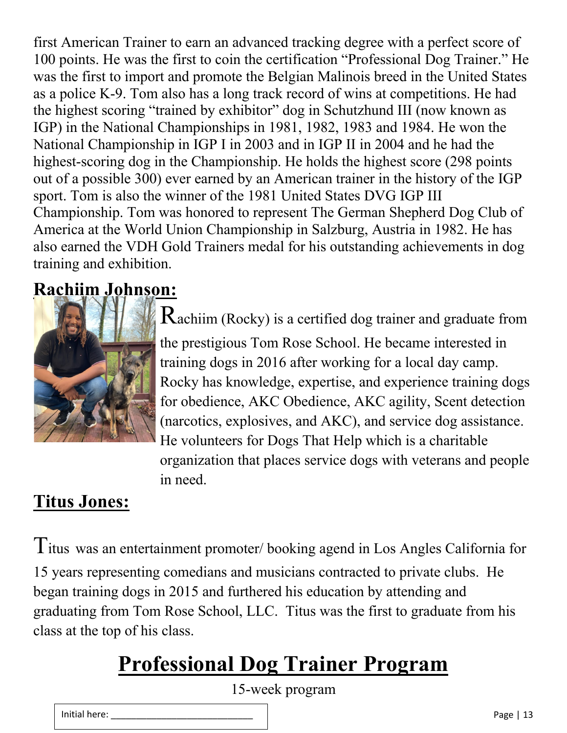first American Trainer to earn an advanced tracking degree with a perfect score of 100 points. He was the first to coin the certification "Professional Dog Trainer." He was the first to import and promote the Belgian Malinois breed in the United States as a police K-9. Tom also has a long track record of wins at competitions. He had the highest scoring "trained by exhibitor" dog in Schutzhund III (now known as IGP) in the National Championships in 1981, 1982, 1983 and 1984. He won the National Championship in IGP I in 2003 and in IGP II in 2004 and he had the highest-scoring dog in the Championship. He holds the highest score (298 points out of a possible 300) ever earned by an American trainer in the history of the IGP sport. Tom is also the winner of the 1981 United States DVG IGP III Championship. Tom was honored to represent The German Shepherd Dog Club of America at the World Union Championship in Salzburg, Austria in 1982. He has also earned the VDH Gold Trainers medal for his outstanding achievements in dog training and exhibition.

## Rachiim Johnson:

Rachiim (Rocky) is a certified dog trainer and graduate from the prestigious Tom Rose School. He became interested in training dogs in 2016 after working for a local day camp. Rocky has knowledge, expertise, and experience training dogs for obedience, AKC Obedience, AKC agility, Scent detection (narcotics, explosives, and AKC), and service dog assistance. He volunteers for Dogs That Help which is a charitable organization that places service dogs with veterans and people in need.

## Titus Jones:

Titus was an entertainment promoter/ booking agend in Los Angles California for 15 years representing comedians and musicians contracted to private clubs. He began training dogs in 2015 and furthered his education by attending and graduating from Tom Rose School, LLC. Titus was the first to graduate from his class at the top of his class.

# Professional Dog Trainer Program

15-week program

Initial here: ___________________________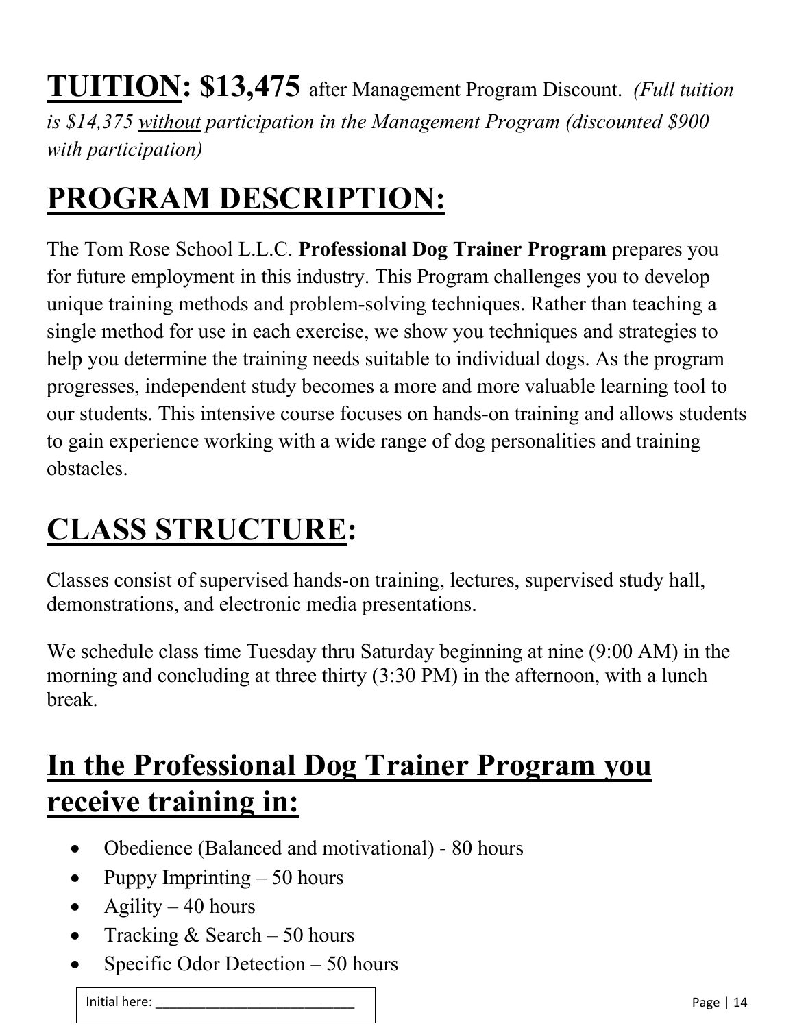**TUITION: $13,475** after Management Program Discount. *(Full tuition is $14,375 without participation in the Management Program (discounted $900 with participation)*

# PROGRAM DESCRIPTION:

The Tom Rose School L.L.C. **Professional Dog Trainer Program** prepares you for future employment in this industry. This Program challenges you to develop unique training methods and problem-solving techniques. Rather than teaching a single method for use in each exercise, we show you techniques and strategies to help you determine the training needs suitable to individual dogs. As the program progresses, independent study becomes a more and more valuable learning tool to our students. This intensive course focuses on hands-on training and allows students to gain experience working with a wide range of dog personalities and training obstacles.

# CLASS STRUCTURE:

Classes consist of supervised hands-on training, lectures, supervised study hall, demonstrations, and electronic media presentations.

We schedule class time Tuesday thru Saturday beginning at nine (9:00 AM) in the morning and concluding at three thirty (3:30 PM) in the afternoon, with a lunch break.

## In the Professional Dog Trainer Program you receive training in:

- Obedience (Balanced and motivational) - 80 hours
- Puppy Imprinting – 50 hours
- Agility – 40 hours
- Tracking & Search – 50 hours
- Specific Odor Detection – 50 hours

Initial here: ___________________________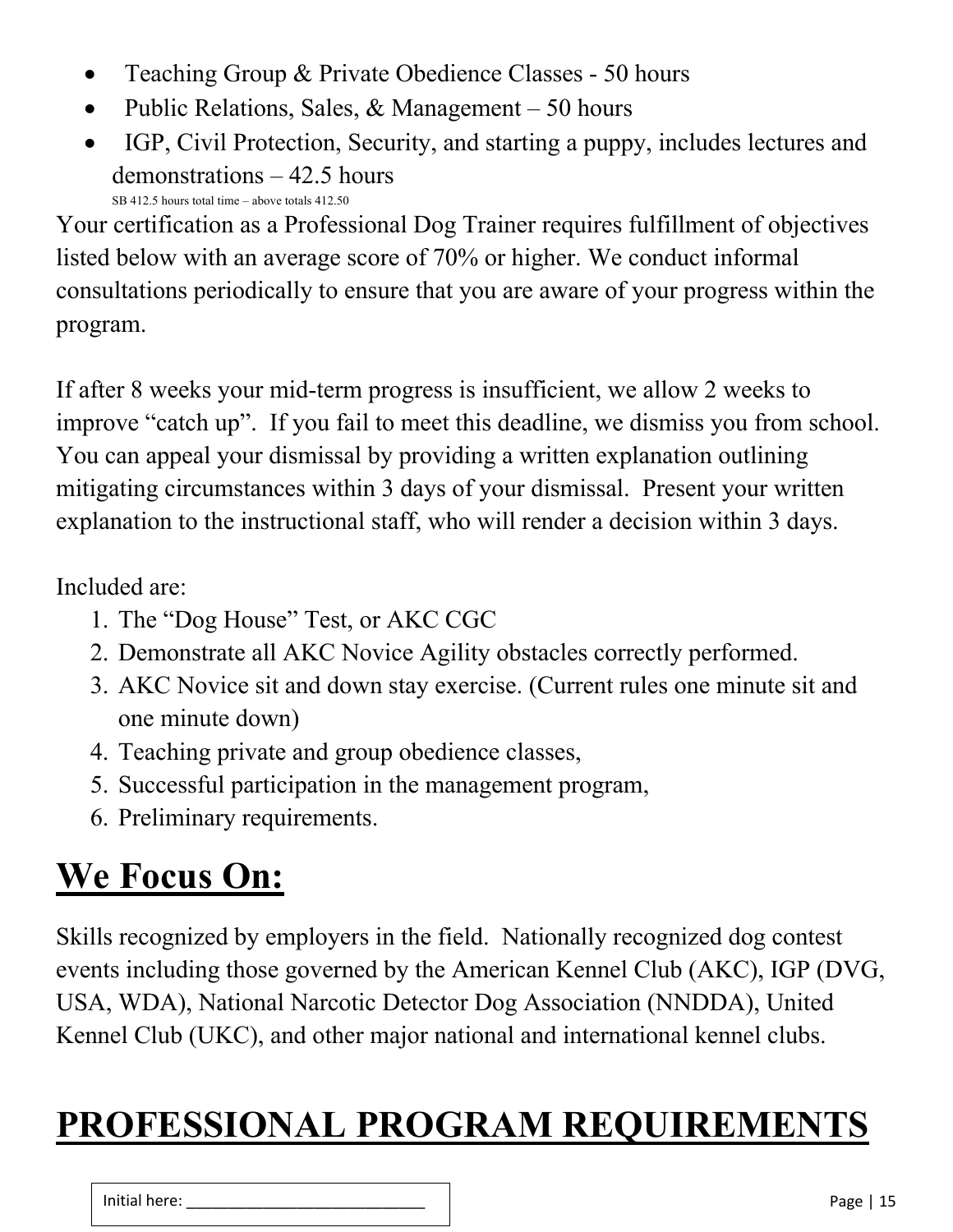- Teaching Group & Private Obedience Classes - 50 hours
- Public Relations, Sales, & Management – 50 hours
- IGP, Civil Protection, Security, and starting a puppy, includes lectures and demonstrations – 42.5 hours

SB 412.5 hours total time – above totals 412.50

Your certification as a Professional Dog Trainer requires fulfillment of objectives listed below with an average score of 70% or higher. We conduct informal consultations periodically to ensure that you are aware of your progress within the program.

If after 8 weeks your mid-term progress is insufficient, we allow 2 weeks to improve "catch up". If you fail to meet this deadline, we dismiss you from school. You can appeal your dismissal by providing a written explanation outlining mitigating circumstances within 3 days of your dismissal. Present your written explanation to the instructional staff, who will render a decision within 3 days.

Included are:

1. The "Dog House" Test, or AKC CGC
2. Demonstrate all AKC Novice Agility obstacles correctly performed.
3. AKC Novice sit and down stay exercise. (Current rules one minute sit and one minute down)
4. Teaching private and group obedience classes,
5. Successful participation in the management program,
6. Preliminary requirements.

# We Focus On:

Skills recognized by employers in the field. Nationally recognized dog contest events including those governed by the American Kennel Club (AKC), IGP (DVG, USA, WDA), National Narcotic Detector Dog Association (NNDDA), United Kennel Club (UKC), and other major national and international kennel clubs.

# PROFESSIONAL PROGRAM REQUIREMENTS

Initial here: ___________________________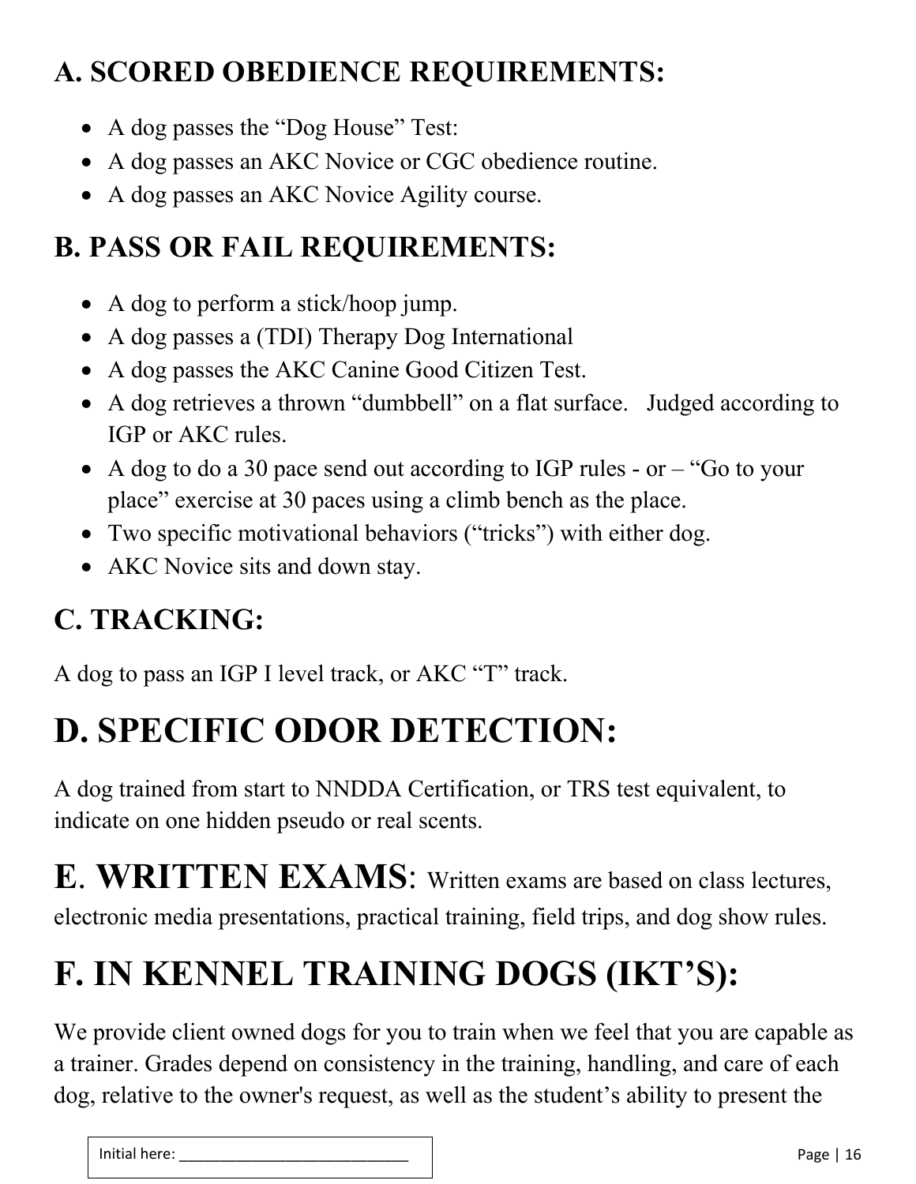## A. SCORED OBEDIENCE REQUIREMENTS:

- A dog passes the "Dog House" Test:
- A dog passes an AKC Novice or CGC obedience routine.
- A dog passes an AKC Novice Agility course.

## B. PASS OR FAIL REQUIREMENTS:

- A dog to perform a stick/hoop jump.
- A dog passes a (TDI) Therapy Dog International
- A dog passes the AKC Canine Good Citizen Test.
- A dog retrieves a thrown "dumbbell" on a flat surface. Judged according to IGP or AKC rules.
- A dog to do a 30 pace send out according to IGP rules - or – "Go to your place" exercise at 30 paces using a climb bench as the place.
- Two specific motivational behaviors ("tricks") with either dog.
- AKC Novice sits and down stay.

## C. TRACKING:

A dog to pass an IGP I level track, or AKC "T" track.

# D. SPECIFIC ODOR DETECTION:

A dog trained from start to NNDDA Certification, or TRS test equivalent, to indicate on one hidden pseudo or real scents.

# E. WRITTEN EXAMS:

Written exams are based on class lectures, electronic media presentations, practical training, field trips, and dog show rules.

# F. IN KENNEL TRAINING DOGS (IKT'S):

We provide client owned dogs for you to train when we feel that you are capable as a trainer. Grades depend on consistency in the training, handling, and care of each dog, relative to the owner's request, as well as the student's ability to present the

Initial here: ____________________________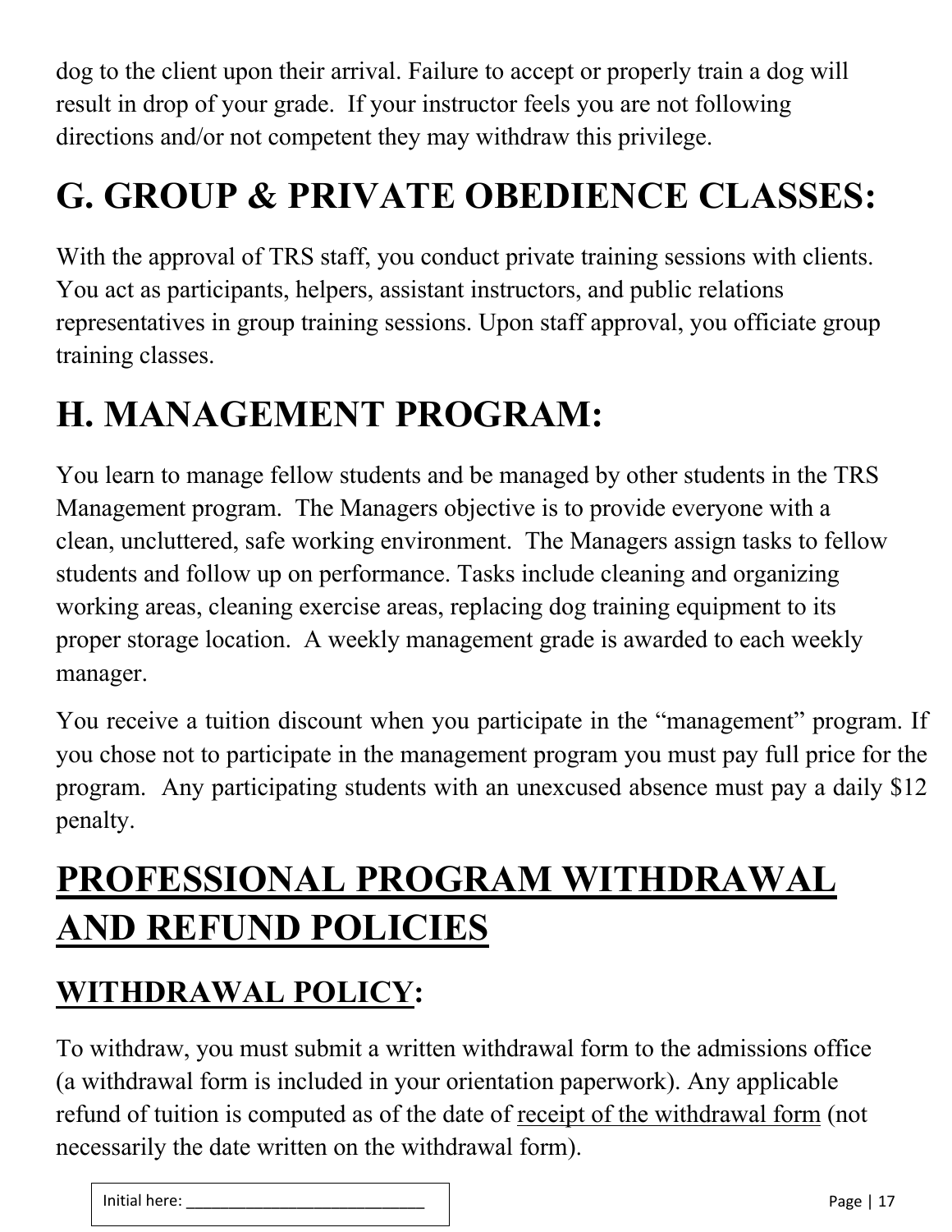dog to the client upon their arrival. Failure to accept or properly train a dog will result in drop of your grade. If your instructor feels you are not following directions and/or not competent they may withdraw this privilege.

# G. GROUP & PRIVATE OBEDIENCE CLASSES:

With the approval of TRS staff, you conduct private training sessions with clients. You act as participants, helpers, assistant instructors, and public relations representatives in group training sessions. Upon staff approval, you officiate group training classes.

# H. MANAGEMENT PROGRAM:

You learn to manage fellow students and be managed by other students in the TRS Management program. The Managers objective is to provide everyone with a clean, uncluttered, safe working environment. The Managers assign tasks to fellow students and follow up on performance. Tasks include cleaning and organizing working areas, cleaning exercise areas, replacing dog training equipment to its proper storage location. A weekly management grade is awarded to each weekly manager.

You receive a tuition discount when you participate in the "management" program. If you chose not to participate in the management program you must pay full price for the program. Any participating students with an unexcused absence must pay a daily $12 penalty.

# PROFESSIONAL PROGRAM WITHDRAWAL AND REFUND POLICIES

## WITHDRAWAL POLICY:

To withdraw, you must submit a written withdrawal form to the admissions office (a withdrawal form is included in your orientation paperwork). Any applicable refund of tuition is computed as of the date of receipt of the withdrawal form (not necessarily the date written on the withdrawal form).

Initial here: ___________________________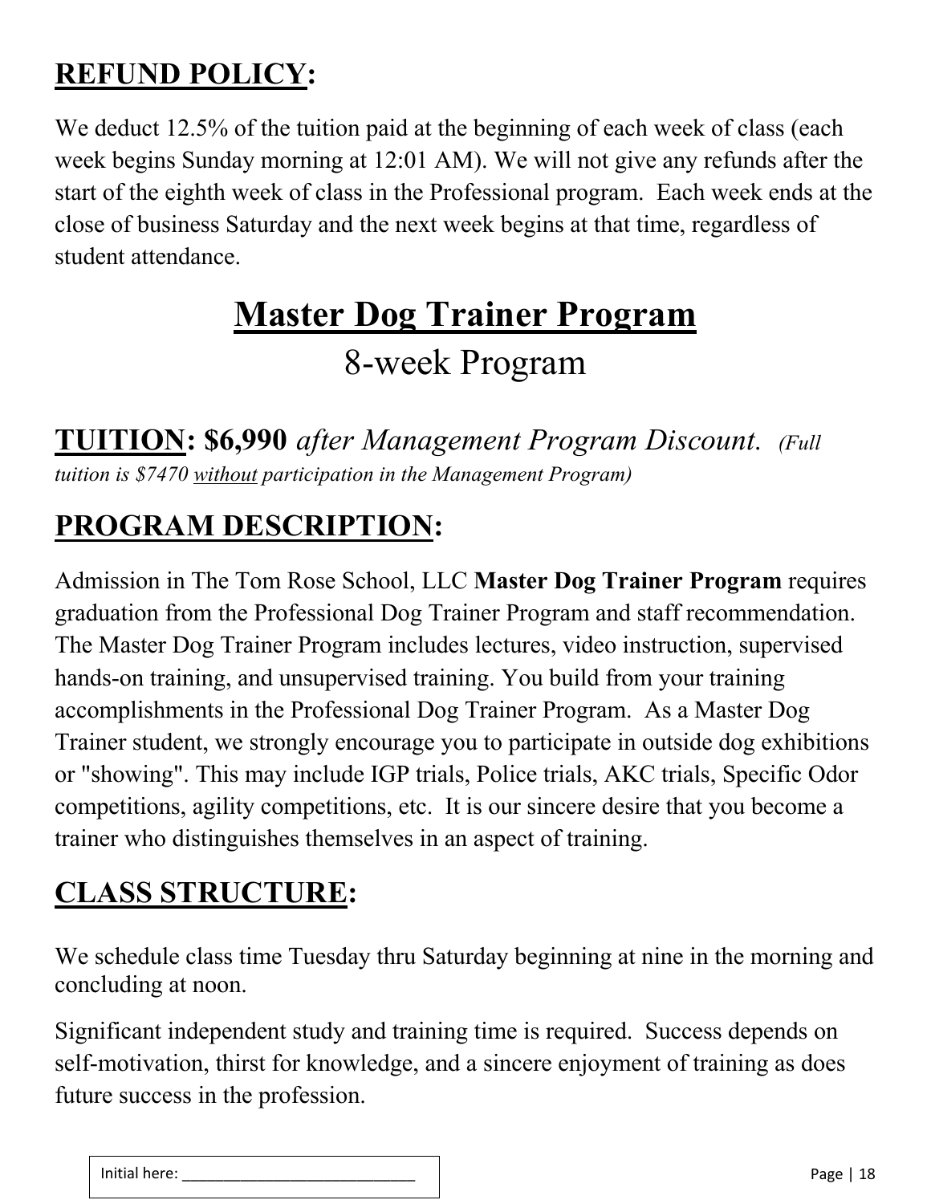## **REFUND POLICY:**

We deduct 12.5% of the tuition paid at the beginning of each week of class (each week begins Sunday morning at 12:01 AM). We will not give any refunds after the start of the eighth week of class in the Professional program. Each week ends at the close of business Saturday and the next week begins at that time, regardless of student attendance.

# **Master Dog Trainer Program**

## 8-week Program

## **TUITION: $6,990** *after Management Program Discount. (Full tuition is $7470 without participation in the Management Program)*

## **PROGRAM DESCRIPTION:**

Admission in The Tom Rose School, LLC **Master Dog Trainer Program** requires graduation from the Professional Dog Trainer Program and staff recommendation. The Master Dog Trainer Program includes lectures, video instruction, supervised hands-on training, and unsupervised training. You build from your training accomplishments in the Professional Dog Trainer Program. As a Master Dog Trainer student, we strongly encourage you to participate in outside dog exhibitions or "showing". This may include IGP trials, Police trials, AKC trials, Specific Odor competitions, agility competitions, etc. It is our sincere desire that you become a trainer who distinguishes themselves in an aspect of training.

## **CLASS STRUCTURE:**

We schedule class time Tuesday thru Saturday beginning at nine in the morning and concluding at noon.

Significant independent study and training time is required. Success depends on self-motivation, thirst for knowledge, and a sincere enjoyment of training as does future success in the profession.

Initial here: ___________________________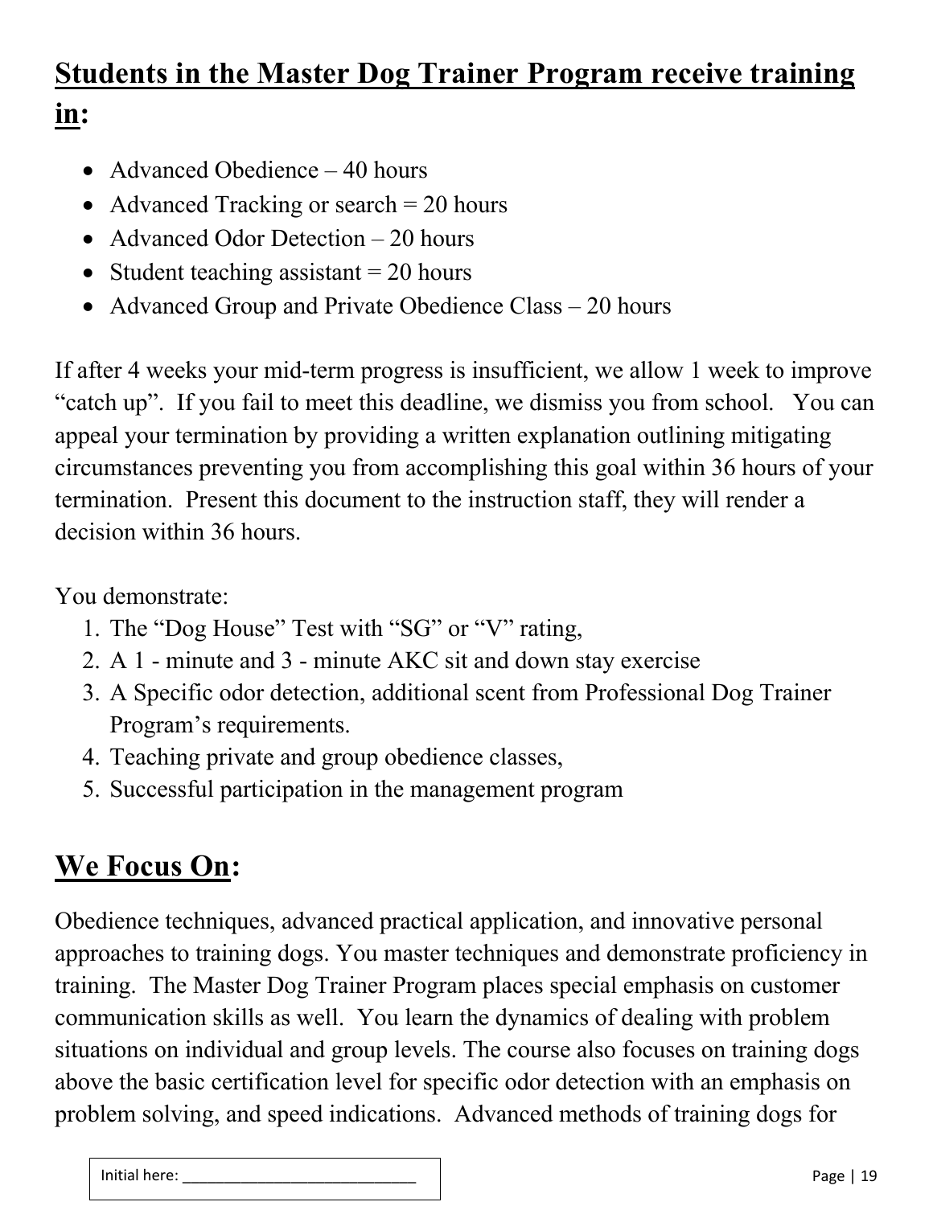## **Students in the Master Dog Trainer Program receive training in:**

- Advanced Obedience – 40 hours
- Advanced Tracking or search = 20 hours
- Advanced Odor Detection – 20 hours
- Student teaching assistant = 20 hours
- Advanced Group and Private Obedience Class – 20 hours

If after 4 weeks your mid-term progress is insufficient, we allow 1 week to improve "catch up". If you fail to meet this deadline, we dismiss you from school. You can appeal your termination by providing a written explanation outlining mitigating circumstances preventing you from accomplishing this goal within 36 hours of your termination. Present this document to the instruction staff, they will render a decision within 36 hours.

You demonstrate:

1. The "Dog House" Test with "SG" or "V" rating,
2. A 1 - minute and 3 - minute AKC sit and down stay exercise
3. A Specific odor detection, additional scent from Professional Dog Trainer Program's requirements.
4. Teaching private and group obedience classes,
5. Successful participation in the management program

## **We Focus On:**

Obedience techniques, advanced practical application, and innovative personal approaches to training dogs. You master techniques and demonstrate proficiency in training. The Master Dog Trainer Program places special emphasis on customer communication skills as well. You learn the dynamics of dealing with problem situations on individual and group levels. The course also focuses on training dogs above the basic certification level for specific odor detection with an emphasis on problem solving, and speed indications. Advanced methods of training dogs for

Initial here: ____________________________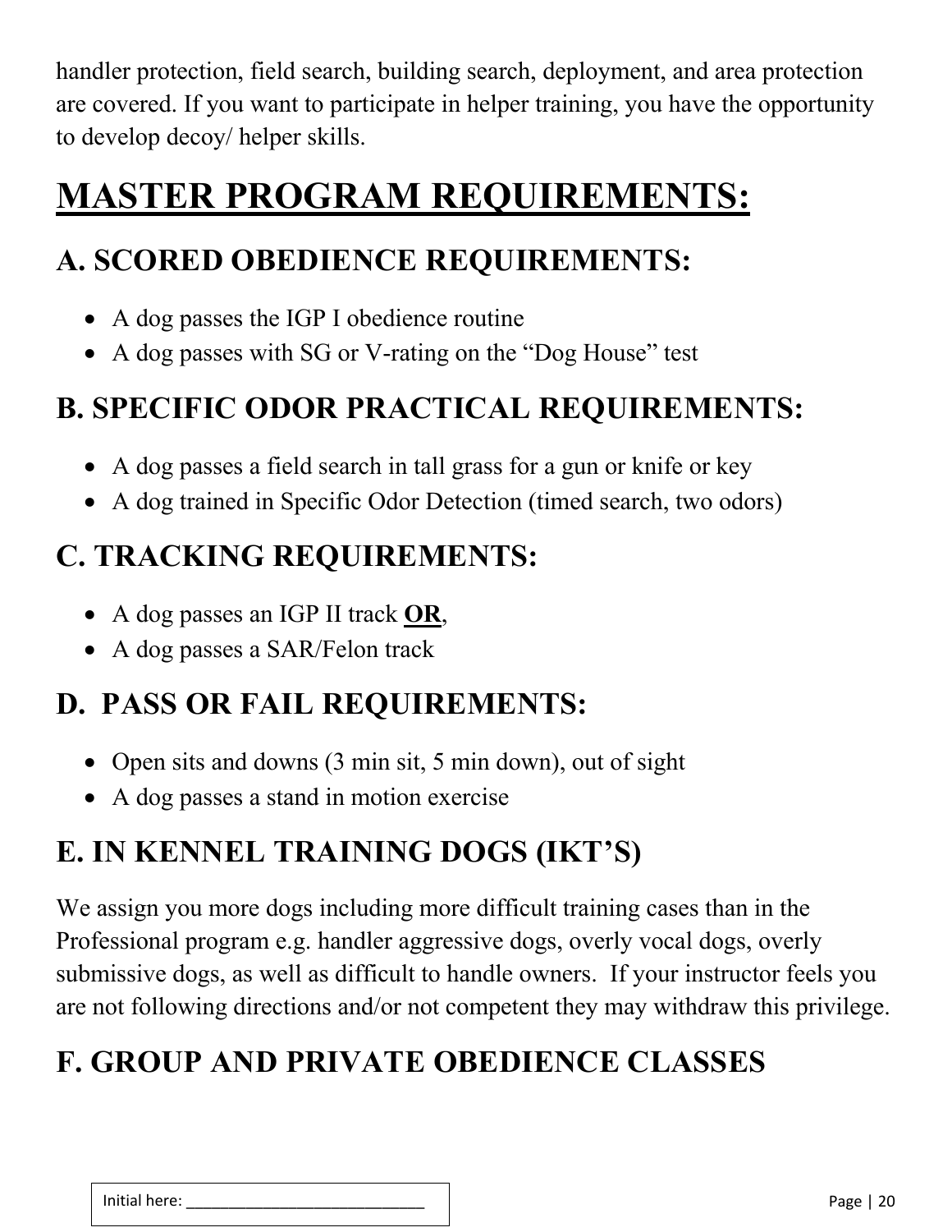handler protection, field search, building search, deployment, and area protection are covered. If you want to participate in helper training, you have the opportunity to develop decoy/ helper skills.

# MASTER PROGRAM REQUIREMENTS:

## A. SCORED OBEDIENCE REQUIREMENTS:

- A dog passes the IGP I obedience routine
- A dog passes with SG or V-rating on the "Dog House" test

## B. SPECIFIC ODOR PRACTICAL REQUIREMENTS:

- A dog passes a field search in tall grass for a gun or knife or key
- A dog trained in Specific Odor Detection (timed search, two odors)

## C. TRACKING REQUIREMENTS:

- A dog passes an IGP II track **OR**,
- A dog passes a SAR/Felon track

## D. PASS OR FAIL REQUIREMENTS:

- Open sits and downs (3 min sit, 5 min down), out of sight
- A dog passes a stand in motion exercise

## E. IN KENNEL TRAINING DOGS (IKT'S)

We assign you more dogs including more difficult training cases than in the Professional program e.g. handler aggressive dogs, overly vocal dogs, overly submissive dogs, as well as difficult to handle owners. If your instructor feels you are not following directions and/or not competent they may withdraw this privilege.

## F. GROUP AND PRIVATE OBEDIENCE CLASSES

Initial here: ____________________________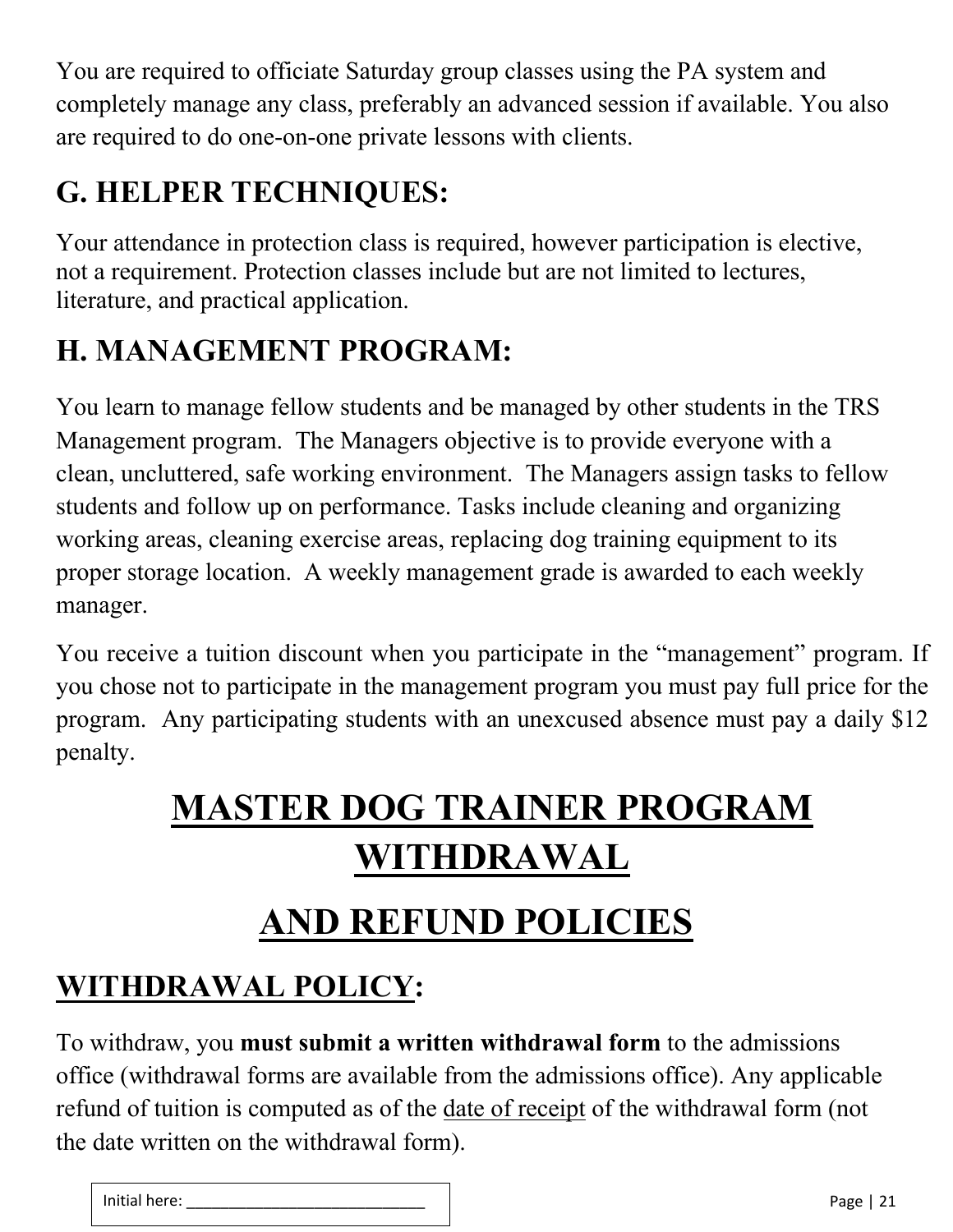You are required to officiate Saturday group classes using the PA system and completely manage any class, preferably an advanced session if available. You also are required to do one-on-one private lessons with clients.

## G. HELPER TECHNIQUES:

Your attendance in protection class is required, however participation is elective, not a requirement. Protection classes include but are not limited to lectures, literature, and practical application.

## H. MANAGEMENT PROGRAM:

You learn to manage fellow students and be managed by other students in the TRS Management program. The Managers objective is to provide everyone with a clean, uncluttered, safe working environment. The Managers assign tasks to fellow students and follow up on performance. Tasks include cleaning and organizing working areas, cleaning exercise areas, replacing dog training equipment to its proper storage location. A weekly management grade is awarded to each weekly manager.

You receive a tuition discount when you participate in the “management” program. If you chose not to participate in the management program you must pay full price for the program. Any participating students with an unexcused absence must pay a daily $12 penalty.

# MASTER DOG TRAINER PROGRAM WITHDRAWAL

# AND REFUND POLICIES

## WITHDRAWAL POLICY:

To withdraw, you **must submit a written withdrawal form** to the admissions office (withdrawal forms are available from the admissions office). Any applicable refund of tuition is computed as of the date of receipt of the withdrawal form (not the date written on the withdrawal form).

Initial here: ___________________________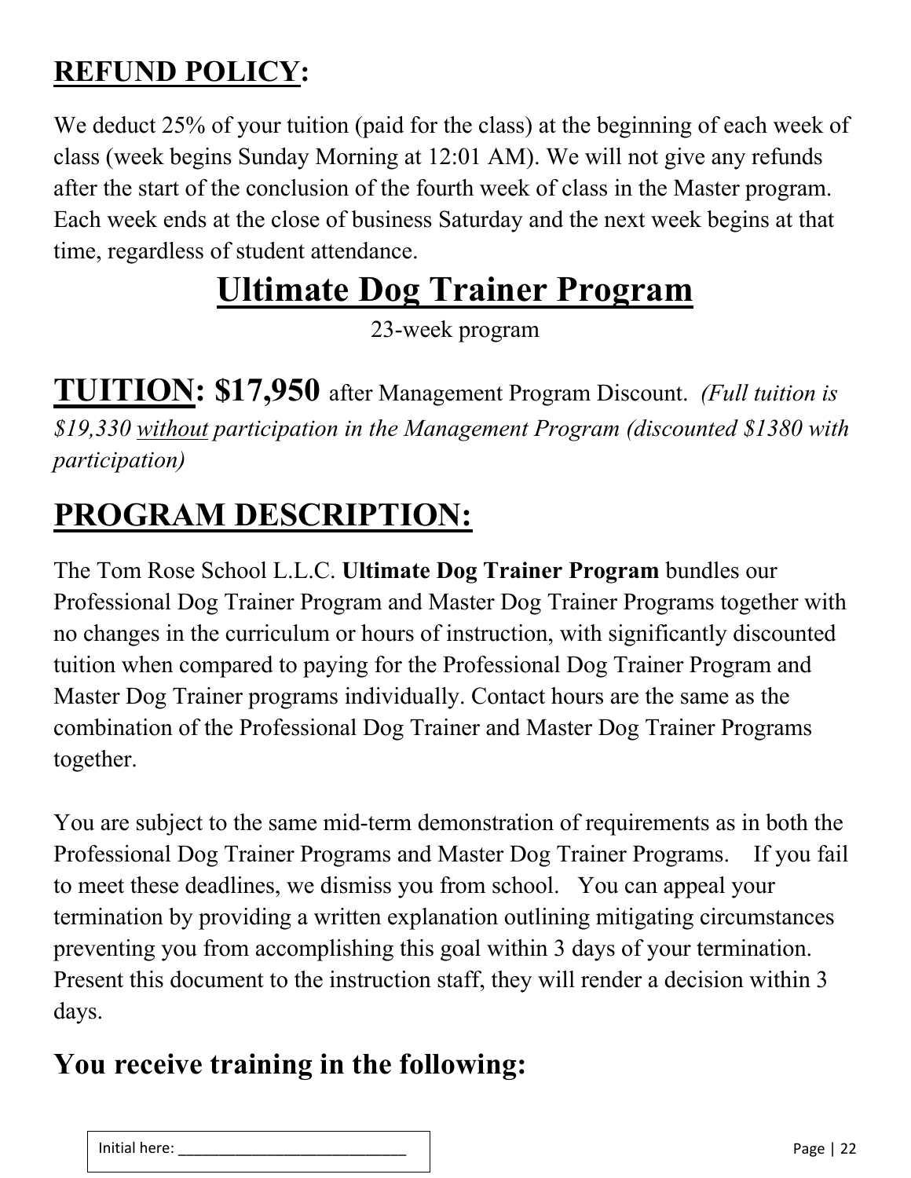## **REFUND POLICY**:

We deduct 25% of your tuition (paid for the class) at the beginning of each week of class (week begins Sunday Morning at 12:01 AM). We will not give any refunds after the start of the conclusion of the fourth week of class in the Master program. Each week ends at the close of business Saturday and the next week begins at that time, regardless of student attendance.

# **Ultimate Dog Trainer Program**

23-week program

## **TUITION: $17,950** after Management Program Discount. *(Full tuition is $19,330 without participation in the Management Program (discounted $1380 with participation)*

## **PROGRAM DESCRIPTION:**

The Tom Rose School L.L.C. **Ultimate Dog Trainer Program** bundles our Professional Dog Trainer Program and Master Dog Trainer Programs together with no changes in the curriculum or hours of instruction, with significantly discounted tuition when compared to paying for the Professional Dog Trainer Program and Master Dog Trainer programs individually. Contact hours are the same as the combination of the Professional Dog Trainer and Master Dog Trainer Programs together.

You are subject to the same mid-term demonstration of requirements as in both the Professional Dog Trainer Programs and Master Dog Trainer Programs. If you fail to meet these deadlines, we dismiss you from school. You can appeal your termination by providing a written explanation outlining mitigating circumstances preventing you from accomplishing this goal within 3 days of your termination. Present this document to the instruction staff, they will render a decision within 3 days.

### **You receive training in the following:**

Initial here: ___________________________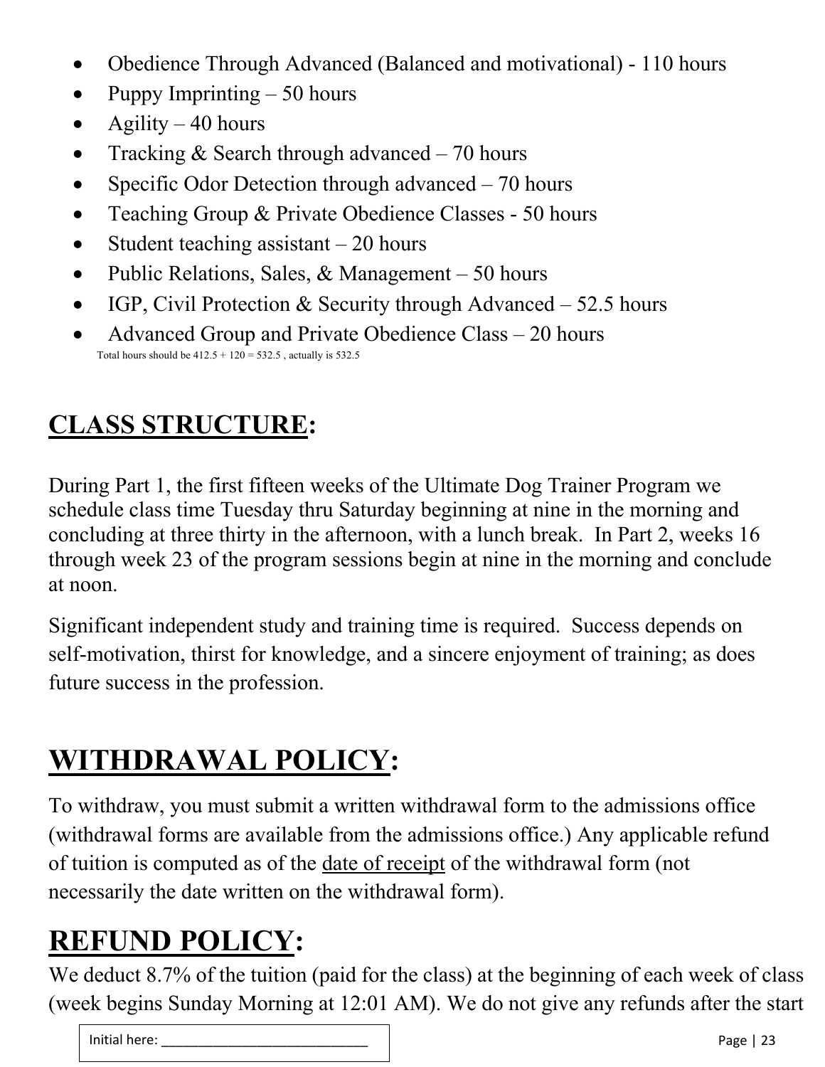- Obedience Through Advanced (Balanced and motivational) - 110 hours
- Puppy Imprinting – 50 hours
- Agility – 40 hours
- Tracking & Search through advanced – 70 hours
- Specific Odor Detection through advanced – 70 hours
- Teaching Group & Private Obedience Classes - 50 hours
- Student teaching assistant – 20 hours
- Public Relations, Sales, & Management – 50 hours
- IGP, Civil Protection & Security through Advanced – 52.5 hours
- Advanced Group and Private Obedience Class – 20 hours

Total hours should be 412.5 + 120 = 532.5 , actually is 532.5

## CLASS STRUCTURE:

During Part 1, the first fifteen weeks of the Ultimate Dog Trainer Program we schedule class time Tuesday thru Saturday beginning at nine in the morning and concluding at three thirty in the afternoon, with a lunch break. In Part 2, weeks 16 through week 23 of the program sessions begin at nine in the morning and conclude at noon.

Significant independent study and training time is required. Success depends on self-motivation, thirst for knowledge, and a sincere enjoyment of training; as does future success in the profession.

## WITHDRAWAL POLICY:

To withdraw, you must submit a written withdrawal form to the admissions office (withdrawal forms are available from the admissions office.) Any applicable refund of tuition is computed as of the date of receipt of the withdrawal form (not necessarily the date written on the withdrawal form).

## REFUND POLICY:

We deduct 8.7% of the tuition (paid for the class) at the beginning of each week of class (week begins Sunday Morning at 12:01 AM). We do not give any refunds after the start

Initial here: ___________________________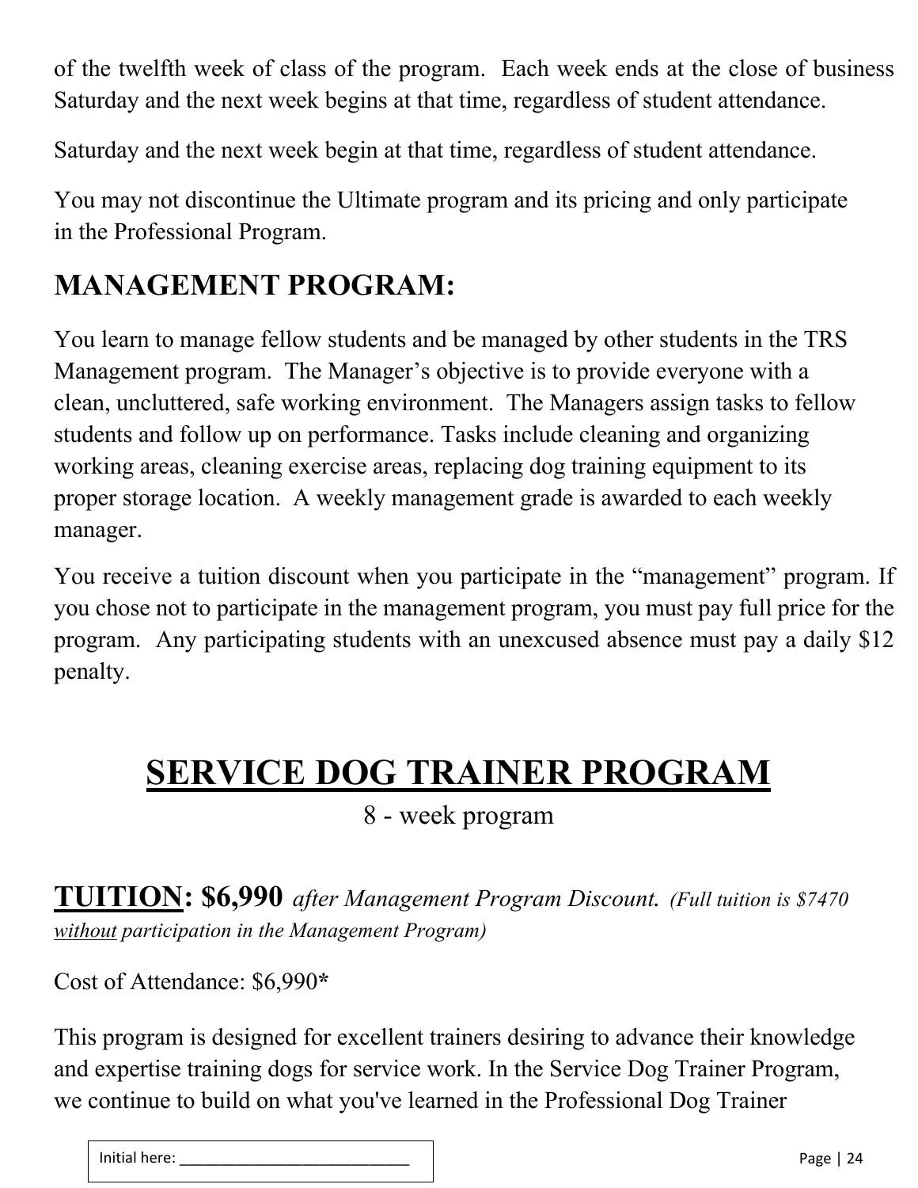of the twelfth week of class of the program. Each week ends at the close of business Saturday and the next week begins at that time, regardless of student attendance.

Saturday and the next week begin at that time, regardless of student attendance.

You may not discontinue the Ultimate program and its pricing and only participate in the Professional Program.

## MANAGEMENT PROGRAM:

You learn to manage fellow students and be managed by other students in the TRS Management program. The Manager's objective is to provide everyone with a clean, uncluttered, safe working environment. The Managers assign tasks to fellow students and follow up on performance. Tasks include cleaning and organizing working areas, cleaning exercise areas, replacing dog training equipment to its proper storage location. A weekly management grade is awarded to each weekly manager.

You receive a tuition discount when you participate in the "management" program. If you chose not to participate in the management program, you must pay full price for the program. Any participating students with an unexcused absence must pay a daily $12 penalty.

# SERVICE DOG TRAINER PROGRAM

8 - week program

## TUITION: $6,990 *after Management Program Discount.* *(Full tuition is $7470 without participation in the Management Program)*

Cost of Attendance: $6,990**\***

This program is designed for excellent trainers desiring to advance their knowledge and expertise training dogs for service work. In the Service Dog Trainer Program, we continue to build on what you've learned in the Professional Dog Trainer

Initial here: ___________________________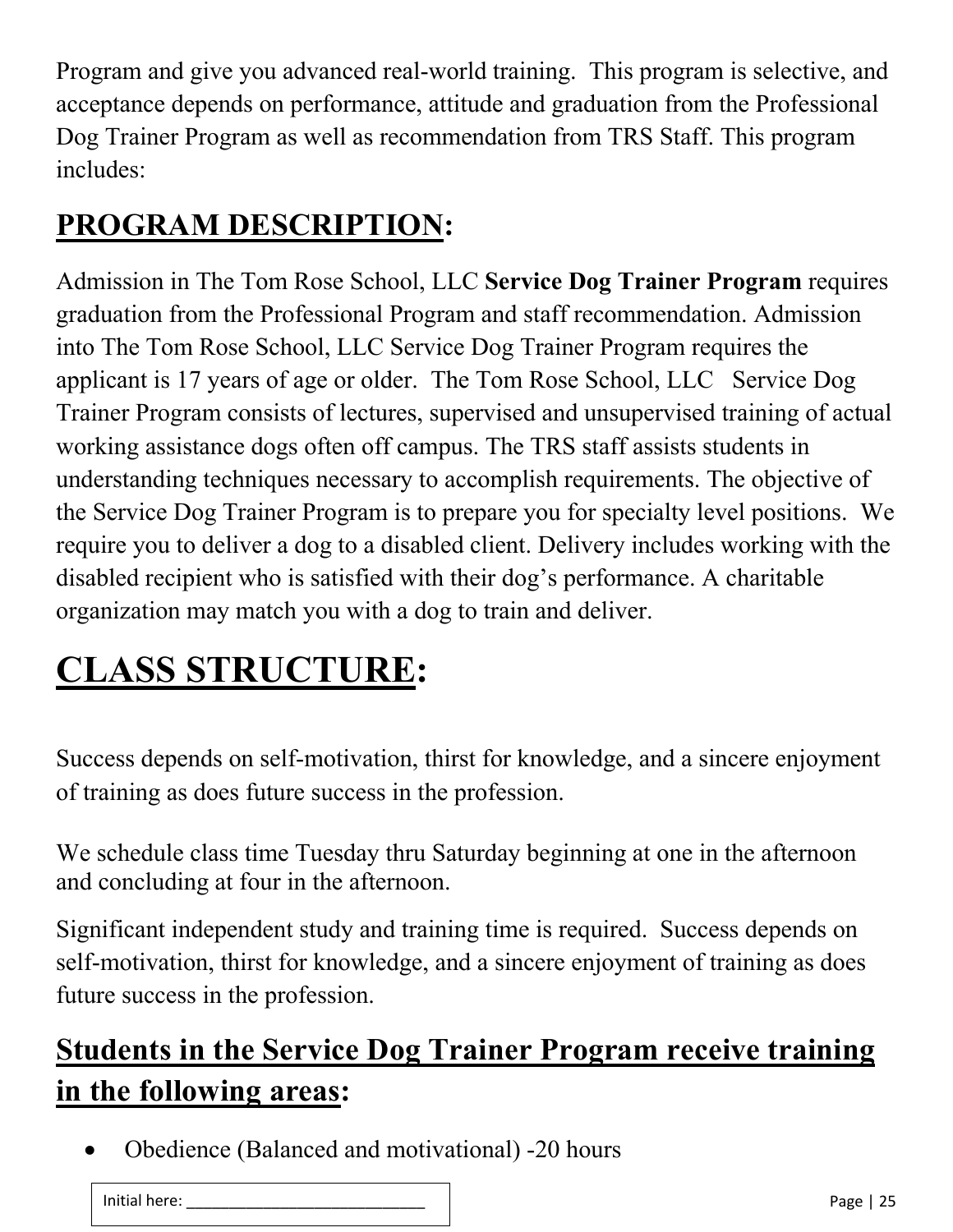Program and give you advanced real-world training. This program is selective, and acceptance depends on performance, attitude and graduation from the Professional Dog Trainer Program as well as recommendation from TRS Staff. This program includes:

## PROGRAM DESCRIPTION:

Admission in The Tom Rose School, LLC **Service Dog Trainer Program** requires graduation from the Professional Program and staff recommendation. Admission into The Tom Rose School, LLC Service Dog Trainer Program requires the applicant is 17 years of age or older. The Tom Rose School, LLC Service Dog Trainer Program consists of lectures, supervised and unsupervised training of actual working assistance dogs often off campus. The TRS staff assists students in understanding techniques necessary to accomplish requirements. The objective of the Service Dog Trainer Program is to prepare you for specialty level positions. We require you to deliver a dog to a disabled client. Delivery includes working with the disabled recipient who is satisfied with their dog's performance. A charitable organization may match you with a dog to train and deliver.

# CLASS STRUCTURE:

Success depends on self-motivation, thirst for knowledge, and a sincere enjoyment of training as does future success in the profession.

We schedule class time Tuesday thru Saturday beginning at one in the afternoon and concluding at four in the afternoon.

Significant independent study and training time is required. Success depends on self-motivation, thirst for knowledge, and a sincere enjoyment of training as does future success in the profession.

## Students in the Service Dog Trainer Program receive training in the following areas:

- Obedience (Balanced and motivational) -20 hours

Initial here: ___________________________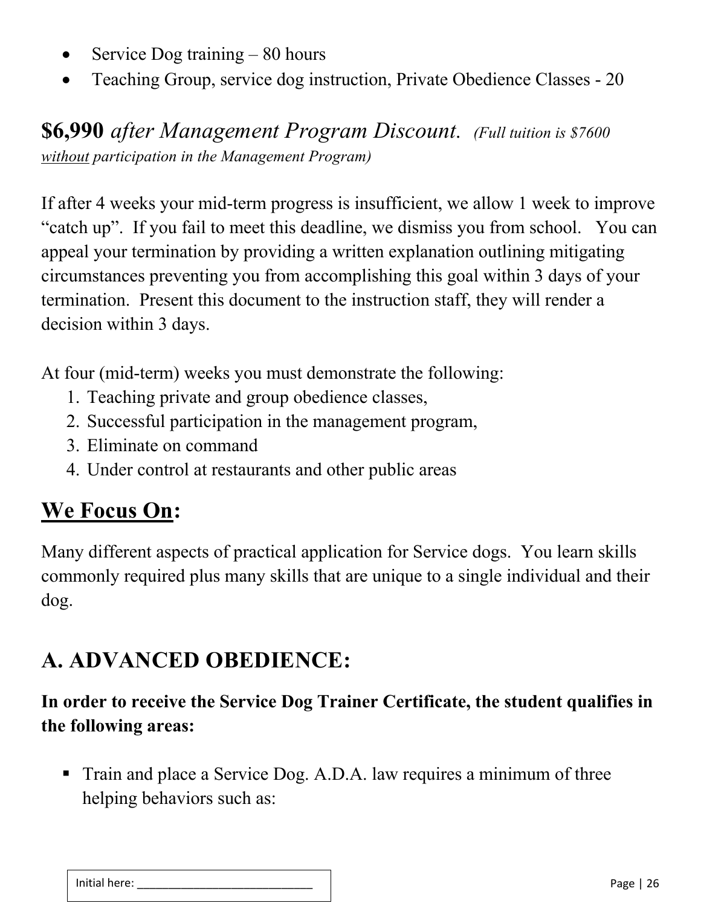- Service Dog training – 80 hours
- Teaching Group, service dog instruction, Private Obedience Classes - 20

**$6,990** *after Management Program Discount.* *(Full tuition is $7600 without participation in the Management Program)*

If after 4 weeks your mid-term progress is insufficient, we allow 1 week to improve "catch up". If you fail to meet this deadline, we dismiss you from school. You can appeal your termination by providing a written explanation outlining mitigating circumstances preventing you from accomplishing this goal within 3 days of your termination. Present this document to the instruction staff, they will render a decision within 3 days.

At four (mid-term) weeks you must demonstrate the following:

1. Teaching private and group obedience classes,
2. Successful participation in the management program,
3. Eliminate on command
4. Under control at restaurants and other public areas

## We Focus On:

Many different aspects of practical application for Service dogs. You learn skills commonly required plus many skills that are unique to a single individual and their dog.

## A. ADVANCED OBEDIENCE:

**In order to receive the Service Dog Trainer Certificate, the student qualifies in the following areas:**

- Train and place a Service Dog. A.D.A. law requires a minimum of three helping behaviors such as:

Initial here: ___________________________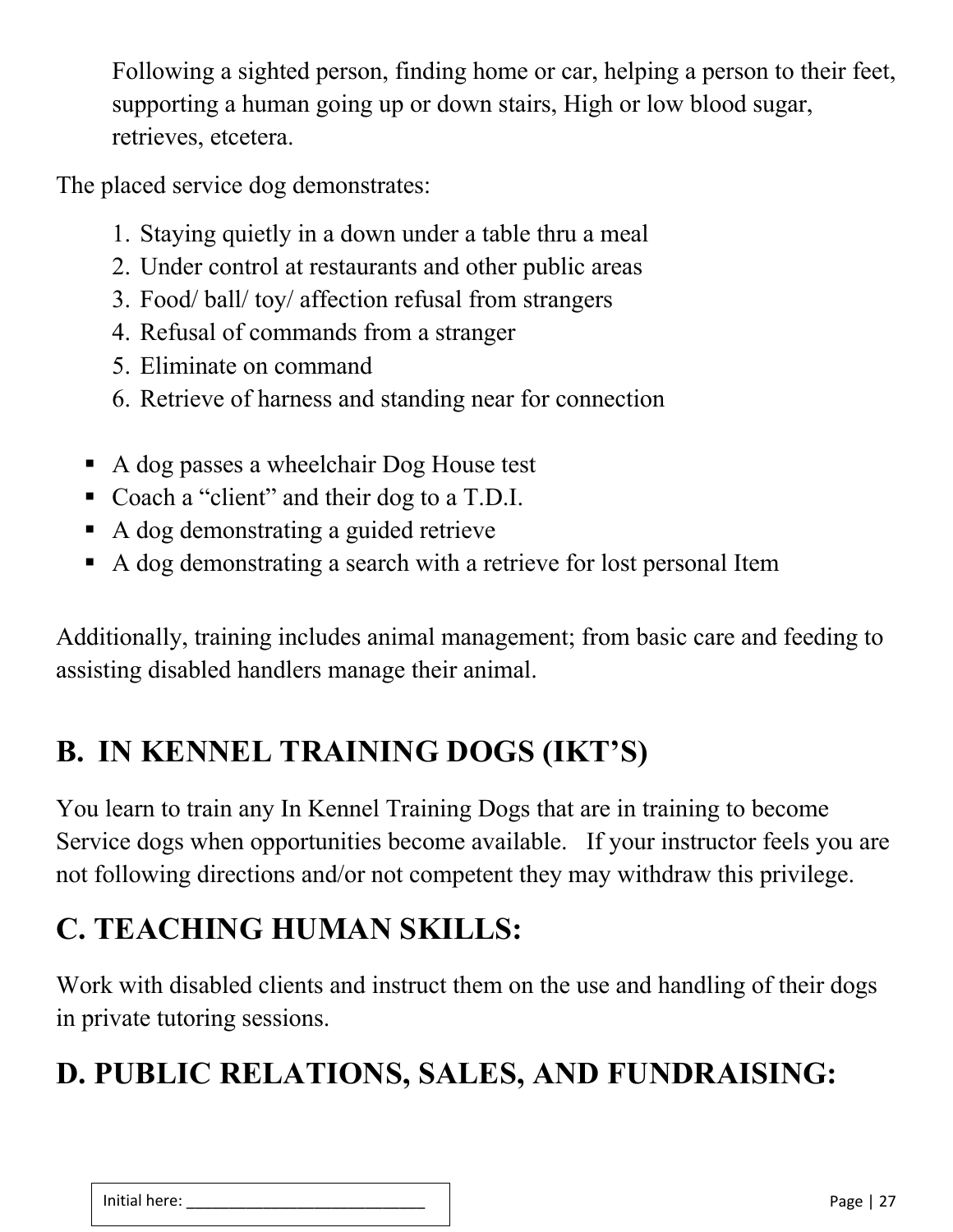Following a sighted person, finding home or car, helping a person to their feet, supporting a human going up or down stairs, High or low blood sugar, retrieves, etcetera.

The placed service dog demonstrates:

1. Staying quietly in a down under a table thru a meal
2. Under control at restaurants and other public areas
3. Food/ ball/ toy/ affection refusal from strangers
4. Refusal of commands from a stranger
5. Eliminate on command
6. Retrieve of harness and standing near for connection

- A dog passes a wheelchair Dog House test
- Coach a "client" and their dog to a T.D.I.
- A dog demonstrating a guided retrieve
- A dog demonstrating a search with a retrieve for lost personal Item

Additionally, training includes animal management; from basic care and feeding to assisting disabled handlers manage their animal.

## B. IN KENNEL TRAINING DOGS (IKT'S)

You learn to train any In Kennel Training Dogs that are in training to become Service dogs when opportunities become available. If your instructor feels you are not following directions and/or not competent they may withdraw this privilege.

## C. TEACHING HUMAN SKILLS:

Work with disabled clients and instruct them on the use and handling of their dogs in private tutoring sessions.

## D. PUBLIC RELATIONS, SALES, AND FUNDRAISING:

Initial here: ___________________________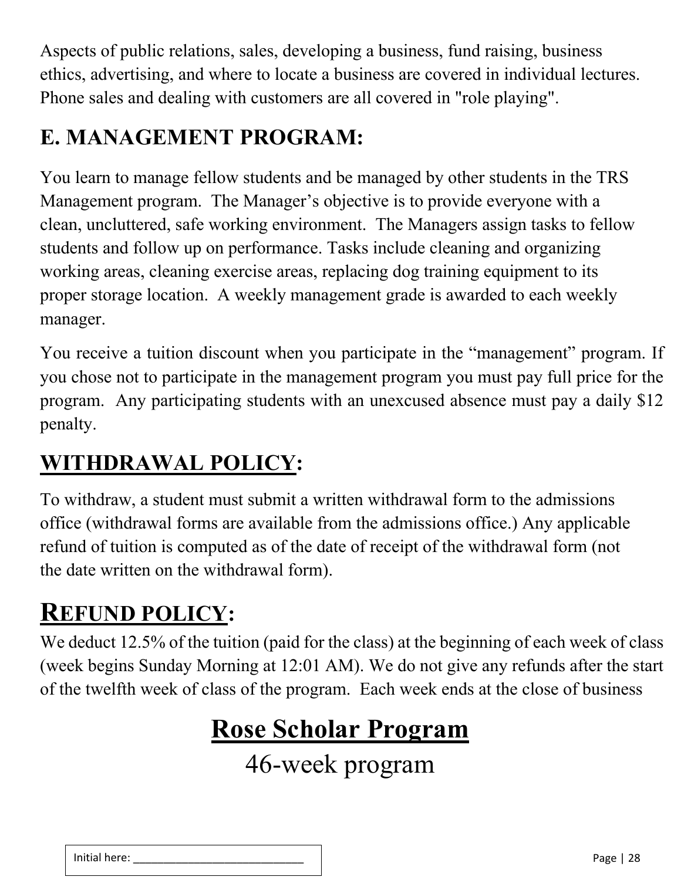Aspects of public relations, sales, developing a business, fund raising, business ethics, advertising, and where to locate a business are covered in individual lectures. Phone sales and dealing with customers are all covered in "role playing".

## E. MANAGEMENT PROGRAM:

You learn to manage fellow students and be managed by other students in the TRS Management program. The Manager's objective is to provide everyone with a clean, uncluttered, safe working environment. The Managers assign tasks to fellow students and follow up on performance. Tasks include cleaning and organizing working areas, cleaning exercise areas, replacing dog training equipment to its proper storage location. A weekly management grade is awarded to each weekly manager.

You receive a tuition discount when you participate in the "management" program. If you chose not to participate in the management program you must pay full price for the program. Any participating students with an unexcused absence must pay a daily $12 penalty.

## WITHDRAWAL POLICY:

To withdraw, a student must submit a written withdrawal form to the admissions office (withdrawal forms are available from the admissions office.) Any applicable refund of tuition is computed as of the date of receipt of the withdrawal form (not the date written on the withdrawal form).

## REFUND POLICY:

We deduct 12.5% of the tuition (paid for the class) at the beginning of each week of class (week begins Sunday Morning at 12:01 AM). We do not give any refunds after the start of the twelfth week of class of the program. Each week ends at the close of business

# Rose Scholar Program

46-week program

Initial here: ___________________________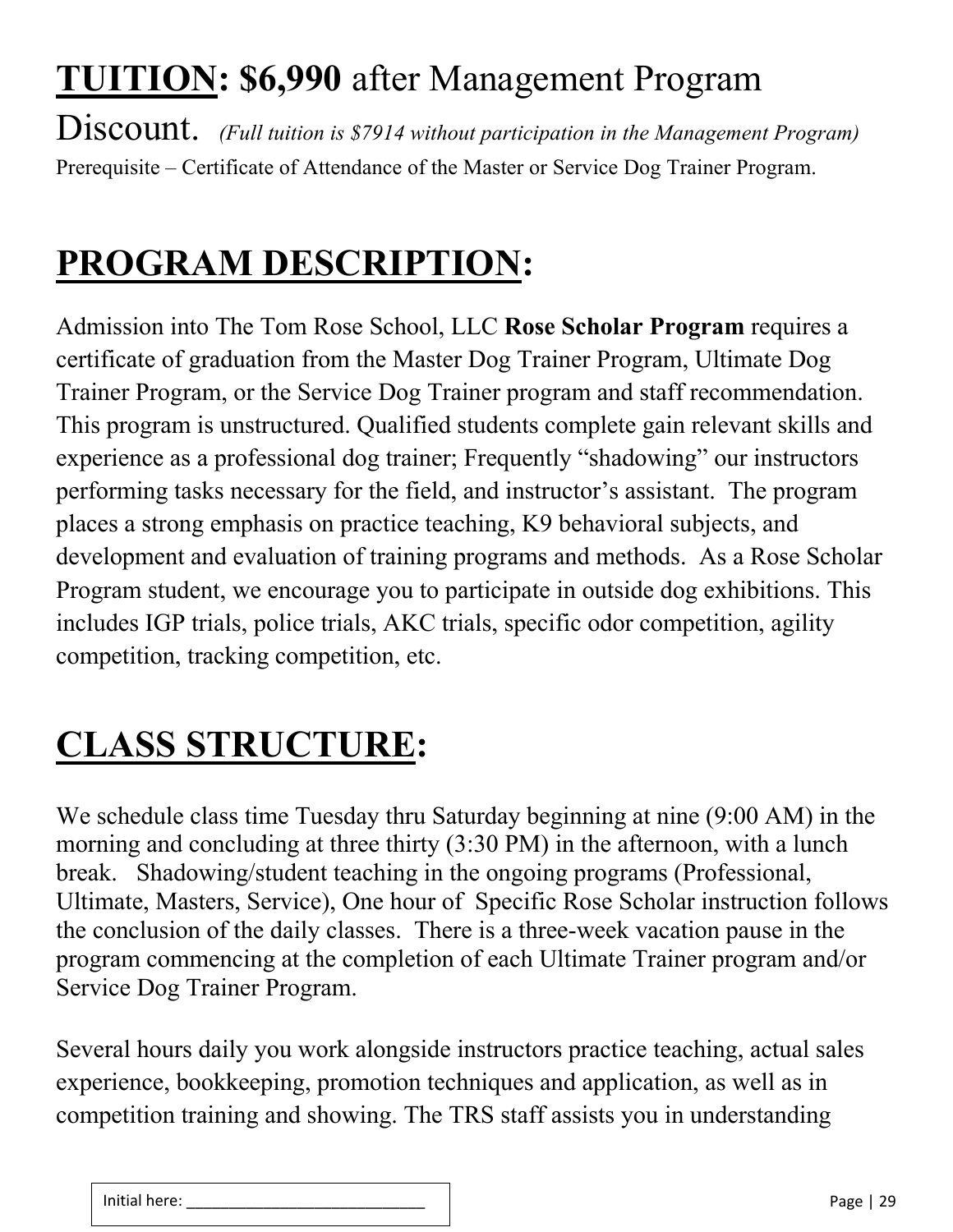# **TUITION: $6,990** after Management Program Discount.

*(Full tuition is $7914 without participation in the Management Program)*

Prerequisite – Certificate of Attendance of the Master or Service Dog Trainer Program.

# **PROGRAM DESCRIPTION:**

Admission into The Tom Rose School, LLC **Rose Scholar Program** requires a certificate of graduation from the Master Dog Trainer Program, Ultimate Dog Trainer Program, or the Service Dog Trainer program and staff recommendation. This program is unstructured. Qualified students complete gain relevant skills and experience as a professional dog trainer; Frequently "shadowing" our instructors performing tasks necessary for the field, and instructor's assistant. The program places a strong emphasis on practice teaching, K9 behavioral subjects, and development and evaluation of training programs and methods. As a Rose Scholar Program student, we encourage you to participate in outside dog exhibitions. This includes IGP trials, police trials, AKC trials, specific odor competition, agility competition, tracking competition, etc.

# **CLASS STRUCTURE:**

We schedule class time Tuesday thru Saturday beginning at nine (9:00 AM) in the morning and concluding at three thirty (3:30 PM) in the afternoon, with a lunch break. Shadowing/student teaching in the ongoing programs (Professional, Ultimate, Masters, Service), One hour of Specific Rose Scholar instruction follows the conclusion of the daily classes. There is a three-week vacation pause in the program commencing at the completion of each Ultimate Trainer program and/or Service Dog Trainer Program.

Several hours daily you work alongside instructors practice teaching, actual sales experience, bookkeeping, promotion techniques and application, as well as in competition training and showing. The TRS staff assists you in understanding

Initial here: ___________________________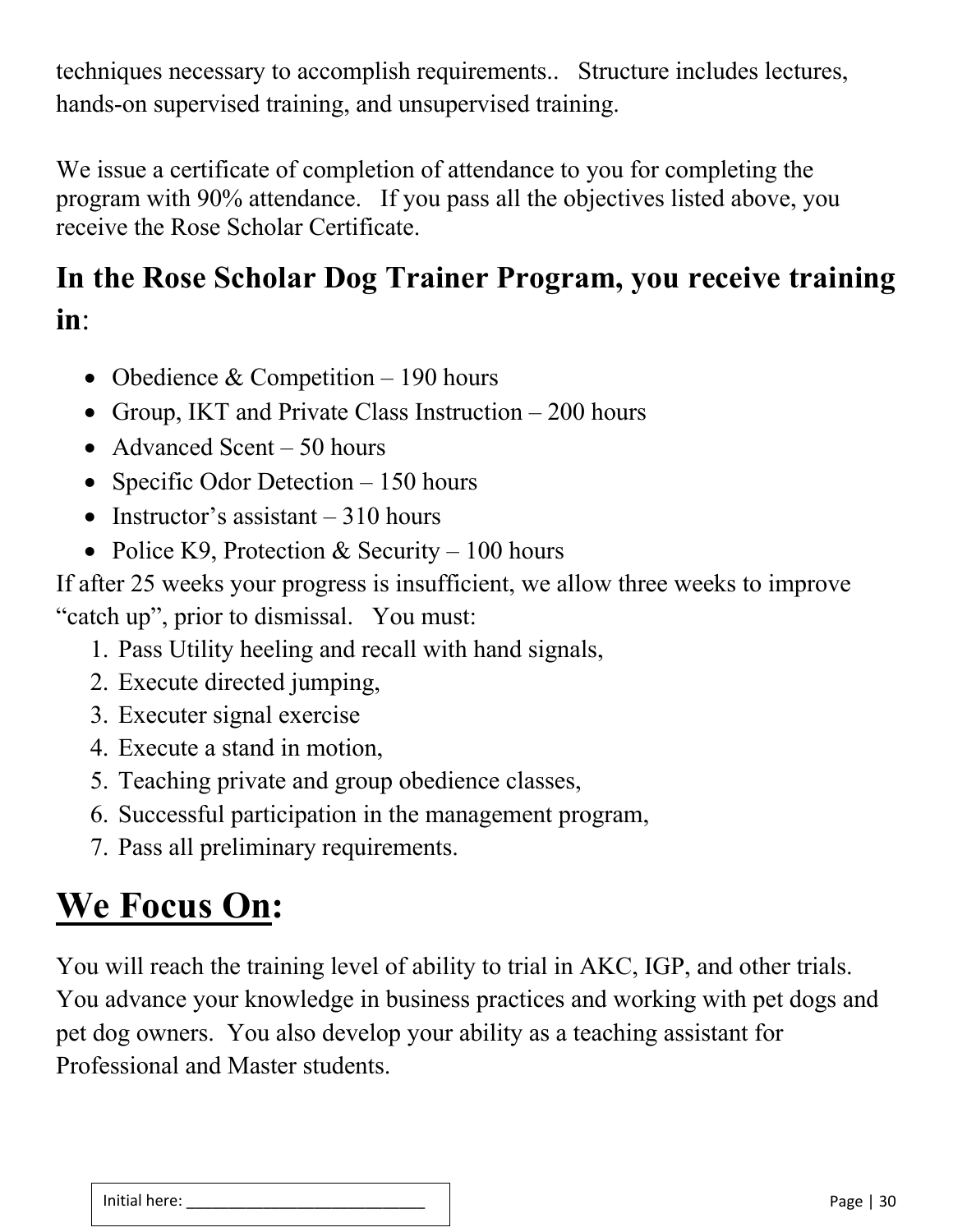techniques necessary to accomplish requirements.. Structure includes lectures, hands-on supervised training, and unsupervised training.

We issue a certificate of completion of attendance to you for completing the program with 90% attendance. If you pass all the objectives listed above, you receive the Rose Scholar Certificate.

## In the Rose Scholar Dog Trainer Program, you receive training in:

- Obedience & Competition – 190 hours
- Group, IKT and Private Class Instruction – 200 hours
- Advanced Scent – 50 hours
- Specific Odor Detection – 150 hours
- Instructor's assistant – 310 hours
- Police K9, Protection & Security – 100 hours

If after 25 weeks your progress is insufficient, we allow three weeks to improve "catch up", prior to dismissal. You must:

1. Pass Utility heeling and recall with hand signals,
2. Execute directed jumping,
3. Executer signal exercise
4. Execute a stand in motion,
5. Teaching private and group obedience classes,
6. Successful participation in the management program,
7. Pass all preliminary requirements.

# <u>We Focus On</u>:

You will reach the training level of ability to trial in AKC, IGP, and other trials. You advance your knowledge in business practices and working with pet dogs and pet dog owners. You also develop your ability as a teaching assistant for Professional and Master students.

Initial here: ___________________________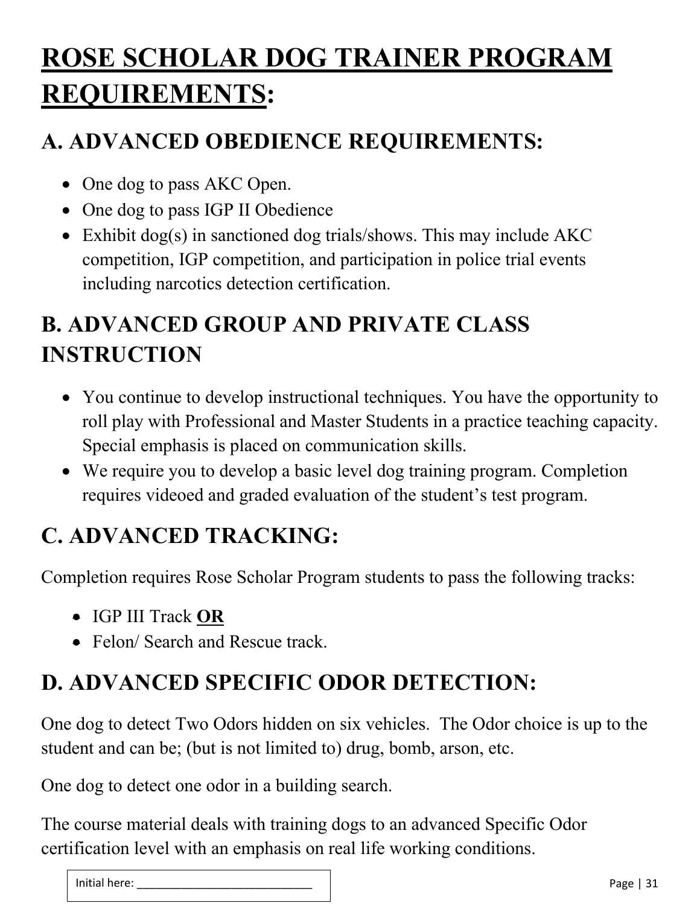# ROSE SCHOLAR DOG TRAINER PROGRAM REQUIREMENTS:

## A. ADVANCED OBEDIENCE REQUIREMENTS:

- One dog to pass AKC Open.
- One dog to pass IGP II Obedience
- Exhibit dog(s) in sanctioned dog trials/shows. This may include AKC competition, IGP competition, and participation in police trial events including narcotics detection certification.

## B. ADVANCED GROUP AND PRIVATE CLASS INSTRUCTION

- You continue to develop instructional techniques. You have the opportunity to roll play with Professional and Master Students in a practice teaching capacity. Special emphasis is placed on communication skills.
- We require you to develop a basic level dog training program. Completion requires videoed and graded evaluation of the student's test program.

## C. ADVANCED TRACKING:

Completion requires Rose Scholar Program students to pass the following tracks:

- IGP III Track **OR**
- Felon/ Search and Rescue track.

## D. ADVANCED SPECIFIC ODOR DETECTION:

One dog to detect Two Odors hidden on six vehicles. The Odor choice is up to the student and can be; (but is not limited to) drug, bomb, arson, etc.

One dog to detect one odor in a building search.

The course material deals with training dogs to an advanced Specific Odor certification level with an emphasis on real life working conditions.

Initial here: ____________________________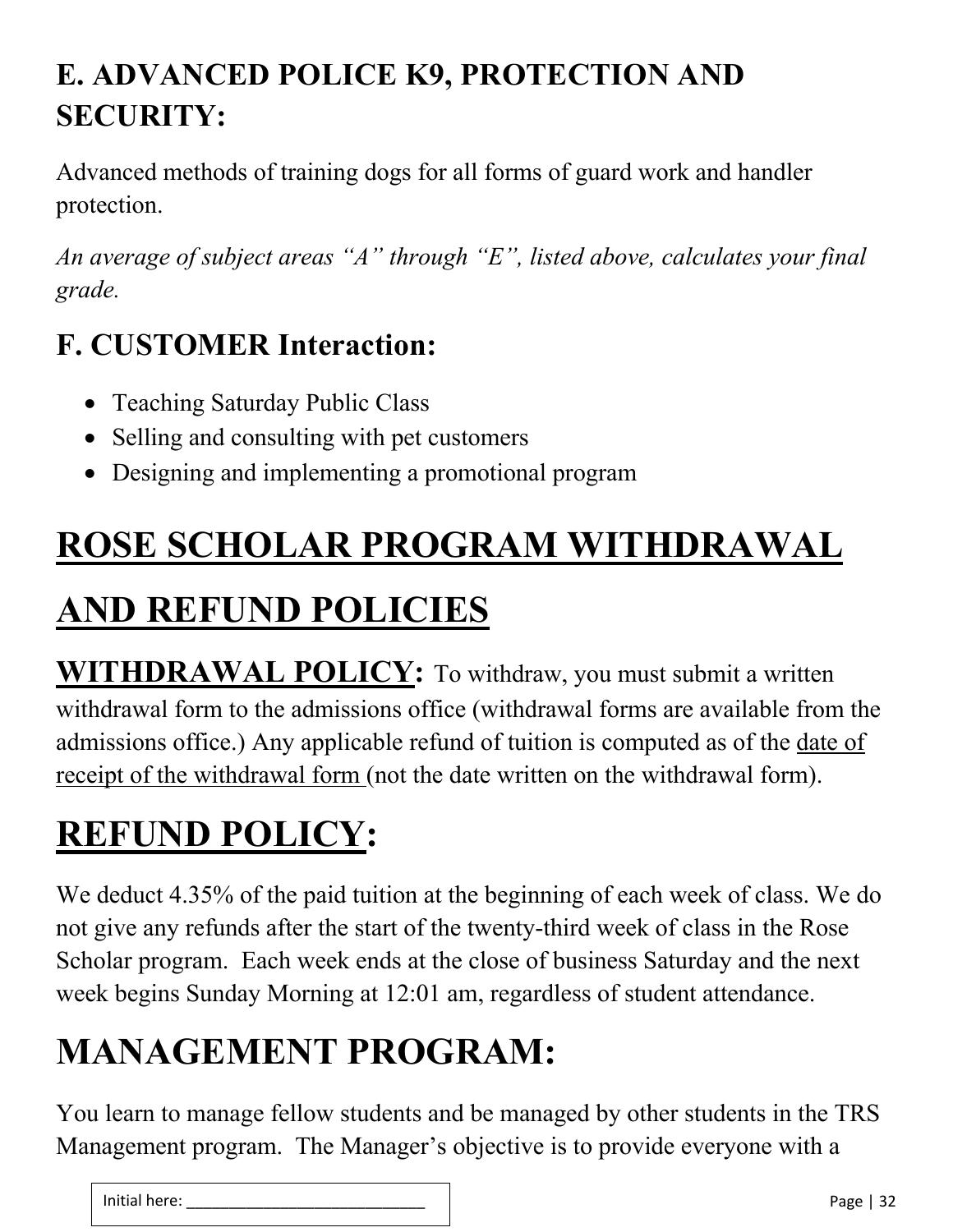## E. ADVANCED POLICE K9, PROTECTION AND SECURITY:

Advanced methods of training dogs for all forms of guard work and handler protection.

*An average of subject areas "A" through "E", listed above, calculates your final grade.*

## F. CUSTOMER Interaction:

- Teaching Saturday Public Class
- Selling and consulting with pet customers
- Designing and implementing a promotional program

# ROSE SCHOLAR PROGRAM WITHDRAWAL AND REFUND POLICIES

**WITHDRAWAL POLICY:** To withdraw, you must submit a written withdrawal form to the admissions office (withdrawal forms are available from the admissions office.) Any applicable refund of tuition is computed as of the date of receipt of the withdrawal form (not the date written on the withdrawal form).

# REFUND POLICY:

We deduct 4.35% of the paid tuition at the beginning of each week of class. We do not give any refunds after the start of the twenty-third week of class in the Rose Scholar program. Each week ends at the close of business Saturday and the next week begins Sunday Morning at 12:01 am, regardless of student attendance.

# MANAGEMENT PROGRAM:

You learn to manage fellow students and be managed by other students in the TRS Management program. The Manager's objective is to provide everyone with a

Initial here: ___________________________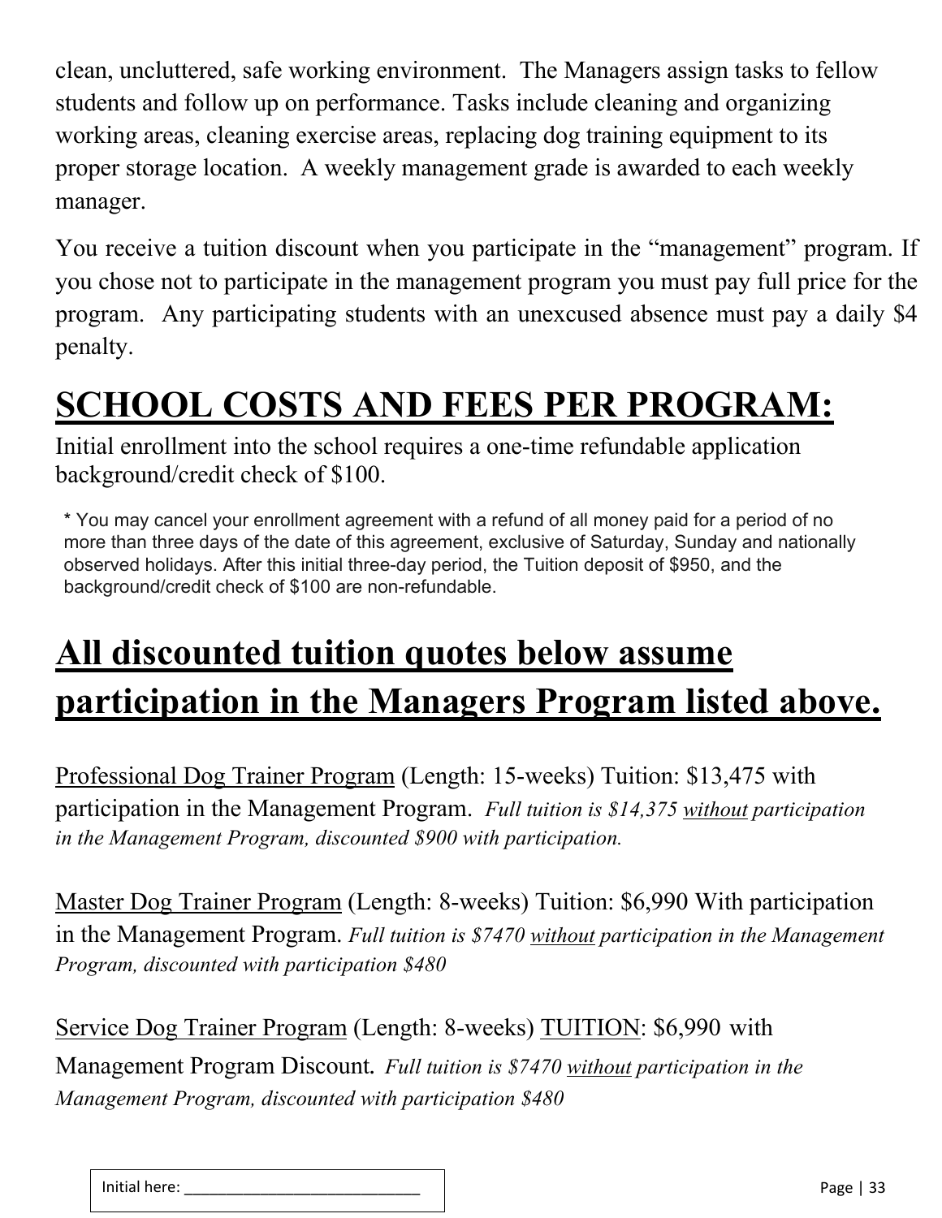clean, uncluttered, safe working environment.  The Managers assign tasks to fellow students and follow up on performance. Tasks include cleaning and organizing working areas, cleaning exercise areas, replacing dog training equipment to its proper storage location.  A weekly management grade is awarded to each weekly manager.

You receive a tuition discount when you participate in the "management" program. If you chose not to participate in the management program you must pay full price for the program.  Any participating students with an unexcused absence must pay a daily $4 penalty.

# SCHOOL COSTS AND FEES PER PROGRAM:

Initial enrollment into the school requires a one-time refundable application background/credit check of $100.

* You may cancel your enrollment agreement with a refund of all money paid for a period of no more than three days of the date of this agreement, exclusive of Saturday, Sunday and nationally observed holidays. After this initial three-day period, the Tuition deposit of $950, and the background/credit check of $100 are non-refundable.

## All discounted tuition quotes below assume participation in the Managers Program listed above.

Professional Dog Trainer Program (Length: 15-weeks) Tuition: $13,475 with participation in the Management Program.  *Full tuition is $14,375 without participation in the Management Program, discounted $900 with participation.*

Master Dog Trainer Program (Length: 8-weeks) Tuition: $6,990 With participation in the Management Program. *Full tuition is $7470 without participation in the Management Program, discounted with participation $480*

Service Dog Trainer Program (Length: 8-weeks) TUITION: $6,990 with Management Program Discount. *Full tuition is $7470 without participation in the Management Program, discounted with participation $480*

Initial here: ____________________________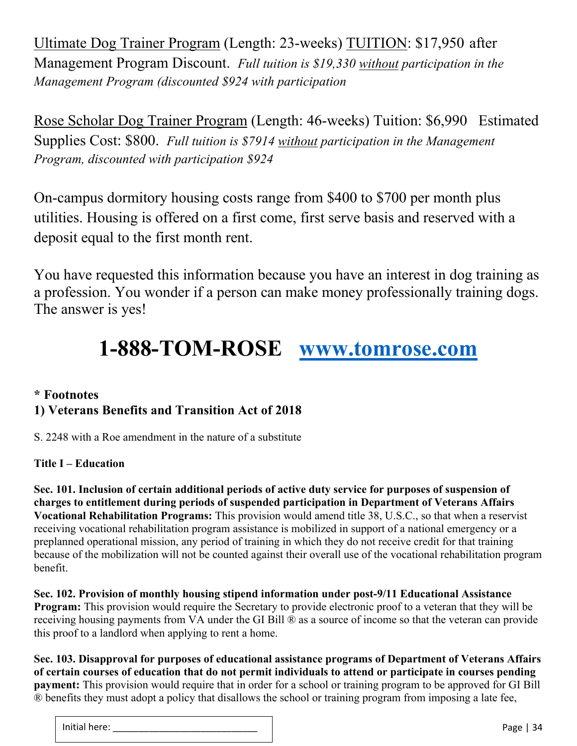<u>Ultimate Dog Trainer Program</u> (Length: 23-weeks) <u>TUITION</u>: $17,950 after Management Program Discount. *Full tuition is $19,330 <u>without</u> participation in the Management Program (discounted $924 with participation*

<u>Rose Scholar Dog Trainer Program</u> (Length: 46-weeks) Tuition: $6,990 Estimated Supplies Cost: $800. *Full tuition is $7914 <u>without</u> participation in the Management Program, discounted with participation $924*

On-campus dormitory housing costs range from $400 to $700 per month plus utilities. Housing is offered on a first come, first serve basis and reserved with a deposit equal to the first month rent.

You have requested this information because you have an interest in dog training as a profession. You wonder if a person can make money professionally training dogs. The answer is yes!

# 1-888-TOM-ROSE [www.tomrose.com](http://www.tomrose.com)

**\* Footnotes**

**1) Veterans Benefits and Transition Act of 2018**

S. 2248 with a Roe amendment in the nature of a substitute

**Title I – Education**

**Sec. 101. Inclusion of certain additional periods of active duty service for purposes of suspension of charges to entitlement during periods of suspended participation in Department of Veterans Affairs Vocational Rehabilitation Programs:** This provision would amend title 38, U.S.C., so that when a reservist receiving vocational rehabilitation program assistance is mobilized in support of a national emergency or a preplanned operational mission, any period of training in which they do not receive credit for that training because of the mobilization will not be counted against their overall use of the vocational rehabilitation program benefit.

**Sec. 102. Provision of monthly housing stipend information under post-9/11 Educational Assistance Program:** This provision would require the Secretary to provide electronic proof to a veteran that they will be receiving housing payments from VA under the GI Bill ® as a source of income so that the veteran can provide this proof to a landlord when applying to rent a home.

**Sec. 103. Disapproval for purposes of educational assistance programs of Department of Veterans Affairs of certain courses of education that do not permit individuals to attend or participate in courses pending payment:** This provision would require that in order for a school or training program to be approved for GI Bill ® benefits they must adopt a policy that disallows the school or training program from imposing a late fee,

Initial here: ___________________________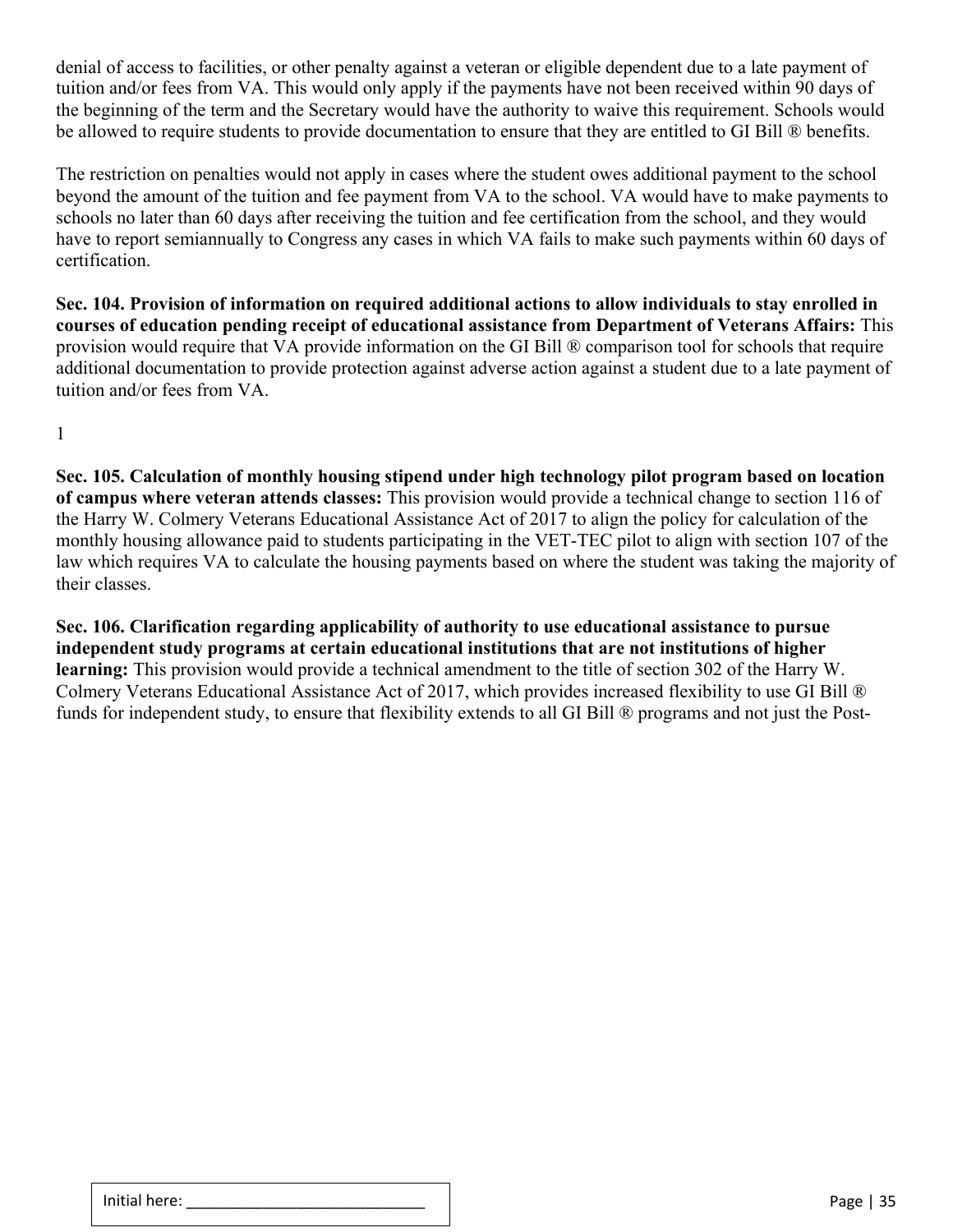denial of access to facilities, or other penalty against a veteran or eligible dependent due to a late payment of tuition and/or fees from VA. This would only apply if the payments have not been received within 90 days of the beginning of the term and the Secretary would have the authority to waive this requirement. Schools would be allowed to require students to provide documentation to ensure that they are entitled to GI Bill ® benefits.

The restriction on penalties would not apply in cases where the student owes additional payment to the school beyond the amount of the tuition and fee payment from VA to the school. VA would have to make payments to schools no later than 60 days after receiving the tuition and fee certification from the school, and they would have to report semiannually to Congress any cases in which VA fails to make such payments within 60 days of certification.

**Sec. 104. Provision of information on required additional actions to allow individuals to stay enrolled in courses of education pending receipt of educational assistance from Department of Veterans Affairs:** This provision would require that VA provide information on the GI Bill ® comparison tool for schools that require additional documentation to provide protection against adverse action against a student due to a late payment of tuition and/or fees from VA.

1

**Sec. 105. Calculation of monthly housing stipend under high technology pilot program based on location of campus where veteran attends classes:** This provision would provide a technical change to section 116 of the Harry W. Colmery Veterans Educational Assistance Act of 2017 to align the policy for calculation of the monthly housing allowance paid to students participating in the VET-TEC pilot to align with section 107 of the law which requires VA to calculate the housing payments based on where the student was taking the majority of their classes.

**Sec. 106. Clarification regarding applicability of authority to use educational assistance to pursue independent study programs at certain educational institutions that are not institutions of higher learning:** This provision would provide a technical amendment to the title of section 302 of the Harry W. Colmery Veterans Educational Assistance Act of 2017, which provides increased flexibility to use GI Bill ® funds for independent study, to ensure that flexibility extends to all GI Bill ® programs and not just the Post-

Initial here: ____________________________